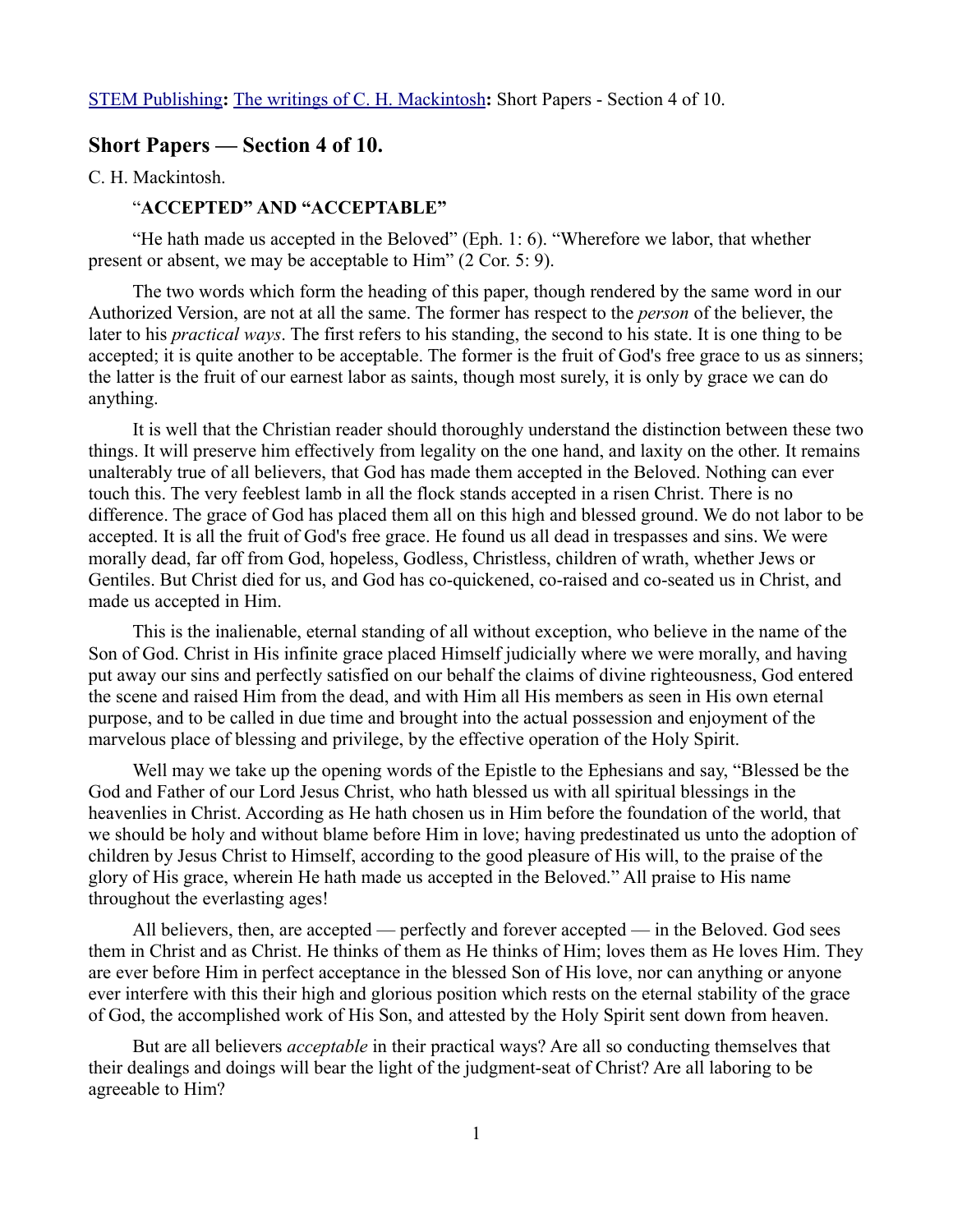STEM Publishing**:** The writings of C. H. Mackintosh**:** Short Papers - Section 4 of 10.

## Short Papers — Section 4 of 10.

C. H. Mackintosh.

### "ACCEPTED" AND "ACCEPTABLE"

"He hath made us accepted in the Beloved" (Eph. 1: 6). "Wherefore we labor, that whether present or absent, we may be acceptable to Him" (2 Cor. 5: 9).

The two words which form the heading of this paper, though rendered by the same word in our Authorized Version, are not at all the same. The former has respect to the *person* of the believer, the later to his *practical ways*. The first refers to his standing, the second to his state. It is one thing to be accepted; it is quite another to be acceptable. The former is the fruit of God's free grace to us as sinners; the latter is the fruit of our earnest labor as saints, though most surely, it is only by grace we can do anything.

It is well that the Christian reader should thoroughly understand the distinction between these two things. It will preserve him effectively from legality on the one hand, and laxity on the other. It remains unalterably true of all believers, that God has made them accepted in the Beloved. Nothing can ever touch this. The very feeblest lamb in all the flock stands accepted in a risen Christ. There is no difference. The grace of God has placed them all on this high and blessed ground. We do not labor to be accepted. It is all the fruit of God's free grace. He found us all dead in trespasses and sins. We were morally dead, far off from God, hopeless, Godless, Christless, children of wrath, whether Jews or Gentiles. But Christ died for us, and God has co-quickened, co-raised and co-seated us in Christ, and made us accepted in Him.

This is the inalienable, eternal standing of all without exception, who believe in the name of the Son of God. Christ in His infinite grace placed Himself judicially where we were morally, and having put away our sins and perfectly satisfied on our behalf the claims of divine righteousness, God entered the scene and raised Him from the dead, and with Him all His members as seen in His own eternal purpose, and to be called in due time and brought into the actual possession and enjoyment of the marvelous place of blessing and privilege, by the effective operation of the Holy Spirit.

Well may we take up the opening words of the Epistle to the Ephesians and say, "Blessed be the God and Father of our Lord Jesus Christ, who hath blessed us with all spiritual blessings in the heavenlies in Christ. According as He hath chosen us in Him before the foundation of the world, that we should be holy and without blame before Him in love; having predestinated us unto the adoption of children by Jesus Christ to Himself, according to the good pleasure of His will, to the praise of the glory of His grace, wherein He hath made us accepted in the Beloved." All praise to His name throughout the everlasting ages!

All believers, then, are accepted — perfectly and forever accepted — in the Beloved. God sees them in Christ and as Christ. He thinks of them as He thinks of Him; loves them as He loves Him. They are ever before Him in perfect acceptance in the blessed Son of His love, nor can anything or anyone ever interfere with this their high and glorious position which rests on the eternal stability of the grace of God, the accomplished work of His Son, and attested by the Holy Spirit sent down from heaven.

But are all believers *acceptable* in their practical ways? Are all so conducting themselves that their dealings and doings will bear the light of the judgment-seat of Christ? Are all laboring to be agreeable to Him?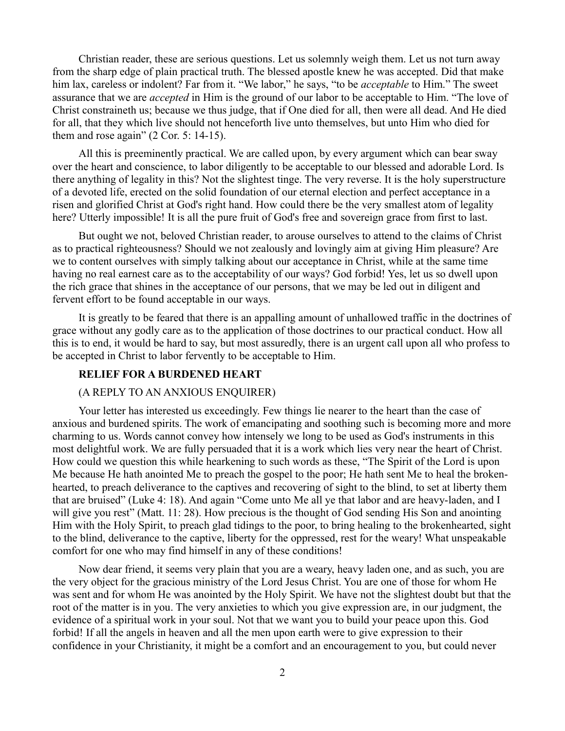Christian reader, these are serious questions. Let us solemnly weigh them. Let us not turn away from the sharp edge of plain practical truth. The blessed apostle knew he was accepted. Did that make him lax, careless or indolent? Far from it. "We labor," he says, "to be *acceptable* to Him." The sweet assurance that we are *accepted* in Him is the ground of our labor to be acceptable to Him. "The love of Christ constraineth us; because we thus judge, that if One died for all, then were all dead. And He died for all, that they which live should not henceforth live unto themselves, but unto Him who died for them and rose again" (2 Cor. 5: 14-15).

All this is preeminently practical. We are called upon, by every argument which can bear sway over the heart and conscience, to labor diligently to be acceptable to our blessed and adorable Lord. Is there anything of legality in this? Not the slightest tinge. The very reverse. It is the holy superstructure of a devoted life, erected on the solid foundation of our eternal election and perfect acceptance in a risen and glorified Christ at God's right hand. How could there be the very smallest atom of legality here? Utterly impossible! It is all the pure fruit of God's free and sovereign grace from first to last.

But ought we not, beloved Christian reader, to arouse ourselves to attend to the claims of Christ as to practical righteousness? Should we not zealously and lovingly aim at giving Him pleasure? Are we to content ourselves with simply talking about our acceptance in Christ, while at the same time having no real earnest care as to the acceptability of our ways? God forbid! Yes, let us so dwell upon the rich grace that shines in the acceptance of our persons, that we may be led out in diligent and fervent effort to be found acceptable in our ways.

It is greatly to be feared that there is an appalling amount of unhallowed traffic in the doctrines of grace without any godly care as to the application of those doctrines to our practical conduct. How all this is to end, it would be hard to say, but most assuredly, there is an urgent call upon all who profess to be accepted in Christ to labor fervently to be acceptable to Him.

## RELIEF FOR A BURDENED HEART

(A REPLY TO AN ANXIOUS ENQUIRER)

Your letter has interested us exceedingly. Few things lie nearer to the heart than the case of anxious and burdened spirits. The work of emancipating and soothing such is becoming more and more charming to us. Words cannot convey how intensely we long to be used as God's instruments in this most delightful work. We are fully persuaded that it is a work which lies very near the heart of Christ. How could we question this while hearkening to such words as these, "The Spirit of the Lord is upon Me because He hath anointed Me to preach the gospel to the poor; He hath sent Me to heal the broken-hearted, to preach deliverance to the captives and recovering of sight to the blind, to set at liberty them that are bruised" (Luke 4: 18). And again "Come unto Me all ye that labor and are heavy-laden, and I will give you rest" (Matt. 11: 28). How precious is the thought of God sending His Son and anointing Him with the Holy Spirit, to preach glad tidings to the poor, to bring healing to the brokenhearted, sight to the blind, deliverance to the captive, liberty for the oppressed, rest for the weary! What unspeakable comfort for one who may find himself in any of these conditions!

Now dear friend, it seems very plain that you are a weary, heavy laden one, and as such, you are the very object for the gracious ministry of the Lord Jesus Christ. You are one of those for whom He was sent and for whom He was anointed by the Holy Spirit. We have not the slightest doubt but that the root of the matter is in you. The very anxieties to which you give expression are, in our judgment, the evidence of a spiritual work in your soul. Not that we want you to build your peace upon this. God forbid! If all the angels in heaven and all the men upon earth were to give expression to their confidence in your Christianity, it might be a comfort and an encouragement to you, but could never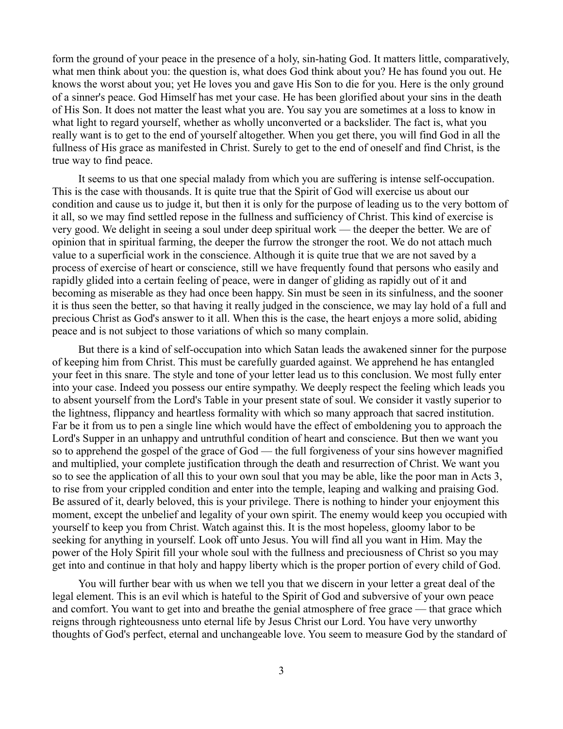form the ground of your peace in the presence of a holy, sin-hating God. It matters little, comparatively, what men think about you: the question is, what does God think about you? He has found you out. He knows the worst about you; yet He loves you and gave His Son to die for you. Here is the only ground of a sinner's peace. God Himself has met your case. He has been glorified about your sins in the death of His Son. It does not matter the least what you are. You say you are sometimes at a loss to know in what light to regard yourself, whether as wholly unconverted or a backslider. The fact is, what you really want is to get to the end of yourself altogether. When you get there, you will find God in all the fullness of His grace as manifested in Christ. Surely to get to the end of oneself and find Christ, is the true way to find peace.

It seems to us that one special malady from which you are suffering is intense self-occupation. This is the case with thousands. It is quite true that the Spirit of God will exercise us about our condition and cause us to judge it, but then it is only for the purpose of leading us to the very bottom of it all, so we may find settled repose in the fullness and sufficiency of Christ. This kind of exercise is very good. We delight in seeing a soul under deep spiritual work — the deeper the better. We are of opinion that in spiritual farming, the deeper the furrow the stronger the root. We do not attach much value to a superficial work in the conscience. Although it is quite true that we are not saved by a process of exercise of heart or conscience, still we have frequently found that persons who easily and rapidly glided into a certain feeling of peace, were in danger of gliding as rapidly out of it and becoming as miserable as they had once been happy. Sin must be seen in its sinfulness, and the sooner it is thus seen the better, so that having it really judged in the conscience, we may lay hold of a full and precious Christ as God's answer to it all. When this is the case, the heart enjoys a more solid, abiding peace and is not subject to those variations of which so many complain.

But there is a kind of self-occupation into which Satan leads the awakened sinner for the purpose of keeping him from Christ. This must be carefully guarded against. We apprehend he has entangled your feet in this snare. The style and tone of your letter lead us to this conclusion. We most fully enter into your case. Indeed you possess our entire sympathy. We deeply respect the feeling which leads you to absent yourself from the Lord's Table in your present state of soul. We consider it vastly superior to the lightness, flippancy and heartless formality with which so many approach that sacred institution. Far be it from us to pen a single line which would have the effect of emboldening you to approach the Lord's Supper in an unhappy and untruthful condition of heart and conscience. But then we want you so to apprehend the gospel of the grace of God — the full forgiveness of your sins however magnified and multiplied, your complete justification through the death and resurrection of Christ. We want you so to see the application of all this to your own soul that you may be able, like the poor man in Acts 3, to rise from your crippled condition and enter into the temple, leaping and walking and praising God. Be assured of it, dearly beloved, this is your privilege. There is nothing to hinder your enjoyment this moment, except the unbelief and legality of your own spirit. The enemy would keep you occupied with yourself to keep you from Christ. Watch against this. It is the most hopeless, gloomy labor to be seeking for anything in yourself. Look off unto Jesus. You will find all you want in Him. May the power of the Holy Spirit fill your whole soul with the fullness and preciousness of Christ so you may get into and continue in that holy and happy liberty which is the proper portion of every child of God.

You will further bear with us when we tell you that we discern in your letter a great deal of the legal element. This is an evil which is hateful to the Spirit of God and subversive of your own peace and comfort. You want to get into and breathe the genial atmosphere of free grace — that grace which reigns through righteousness unto eternal life by Jesus Christ our Lord. You have very unworthy thoughts of God's perfect, eternal and unchangeable love. You seem to measure God by the standard of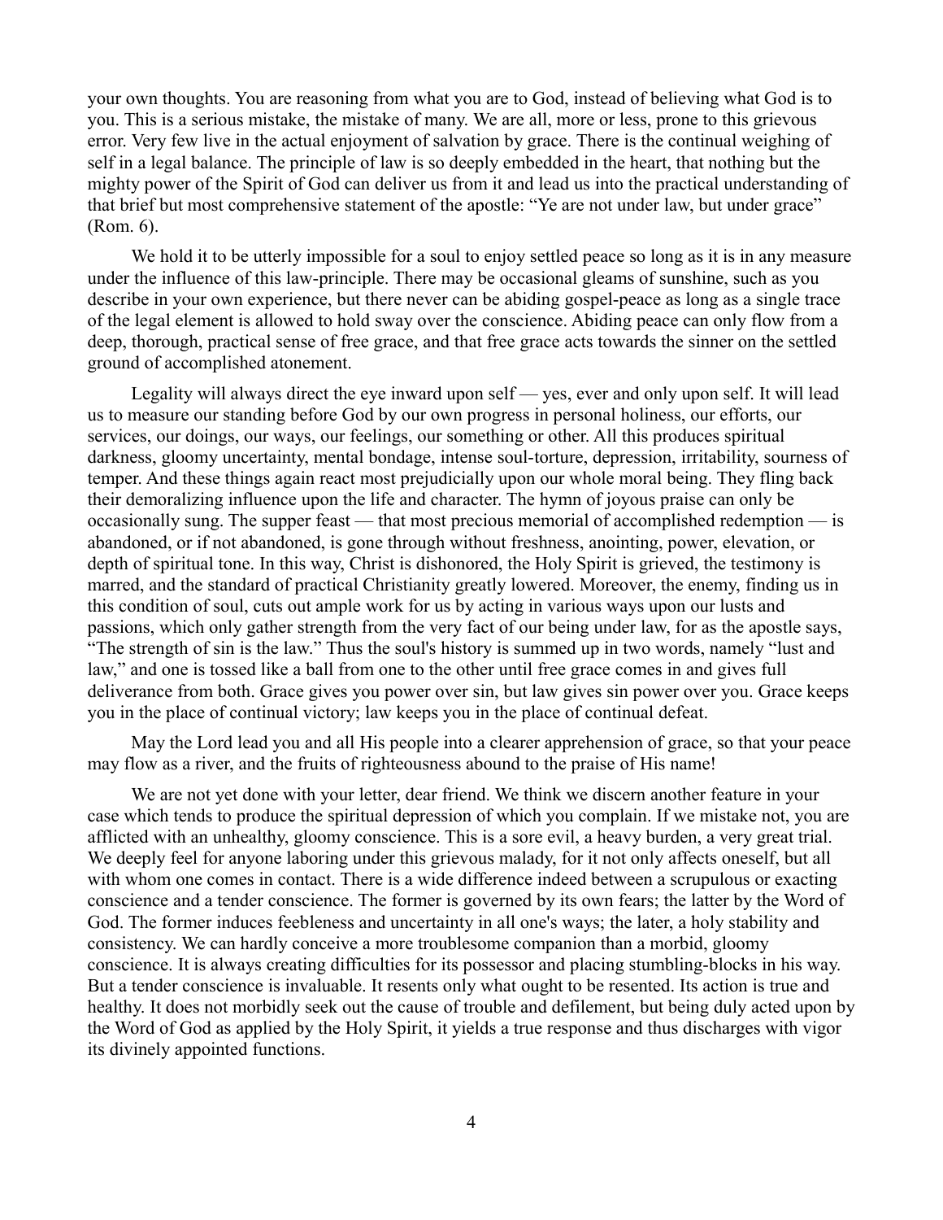your own thoughts. You are reasoning from what you are to God, instead of believing what God is to you. This is a serious mistake, the mistake of many. We are all, more or less, prone to this grievous error. Very few live in the actual enjoyment of salvation by grace. There is the continual weighing of self in a legal balance. The principle of law is so deeply embedded in the heart, that nothing but the mighty power of the Spirit of God can deliver us from it and lead us into the practical understanding of that brief but most comprehensive statement of the apostle: "Ye are not under law, but under grace" (Rom. 6).

We hold it to be utterly impossible for a soul to enjoy settled peace so long as it is in any measure under the influence of this law-principle. There may be occasional gleams of sunshine, such as you describe in your own experience, but there never can be abiding gospel-peace as long as a single trace of the legal element is allowed to hold sway over the conscience. Abiding peace can only flow from a deep, thorough, practical sense of free grace, and that free grace acts towards the sinner on the settled ground of accomplished atonement.

Legality will always direct the eye inward upon self — yes, ever and only upon self. It will lead us to measure our standing before God by our own progress in personal holiness, our efforts, our services, our doings, our ways, our feelings, our something or other. All this produces spiritual darkness, gloomy uncertainty, mental bondage, intense soul-torture, depression, irritability, sourness of temper. And these things again react most prejudicially upon our whole moral being. They fling back their demoralizing influence upon the life and character. The hymn of joyous praise can only be occasionally sung. The supper feast — that most precious memorial of accomplished redemption — is abandoned, or if not abandoned, is gone through without freshness, anointing, power, elevation, or depth of spiritual tone. In this way, Christ is dishonored, the Holy Spirit is grieved, the testimony is marred, and the standard of practical Christianity greatly lowered. Moreover, the enemy, finding us in this condition of soul, cuts out ample work for us by acting in various ways upon our lusts and passions, which only gather strength from the very fact of our being under law, for as the apostle says, "The strength of sin is the law." Thus the soul's history is summed up in two words, namely "lust and law," and one is tossed like a ball from one to the other until free grace comes in and gives full deliverance from both. Grace gives you power over sin, but law gives sin power over you. Grace keeps you in the place of continual victory; law keeps you in the place of continual defeat.

May the Lord lead you and all His people into a clearer apprehension of grace, so that your peace may flow as a river, and the fruits of righteousness abound to the praise of His name!

We are not yet done with your letter, dear friend. We think we discern another feature in your case which tends to produce the spiritual depression of which you complain. If we mistake not, you are afflicted with an unhealthy, gloomy conscience. This is a sore evil, a heavy burden, a very great trial. We deeply feel for anyone laboring under this grievous malady, for it not only affects oneself, but all with whom one comes in contact. There is a wide difference indeed between a scrupulous or exacting conscience and a tender conscience. The former is governed by its own fears; the latter by the Word of God. The former induces feebleness and uncertainty in all one's ways; the later, a holy stability and consistency. We can hardly conceive a more troublesome companion than a morbid, gloomy conscience. It is always creating difficulties for its possessor and placing stumbling-blocks in his way. But a tender conscience is invaluable. It resents only what ought to be resented. Its action is true and healthy. It does not morbidly seek out the cause of trouble and defilement, but being duly acted upon by the Word of God as applied by the Holy Spirit, it yields a true response and thus discharges with vigor its divinely appointed functions.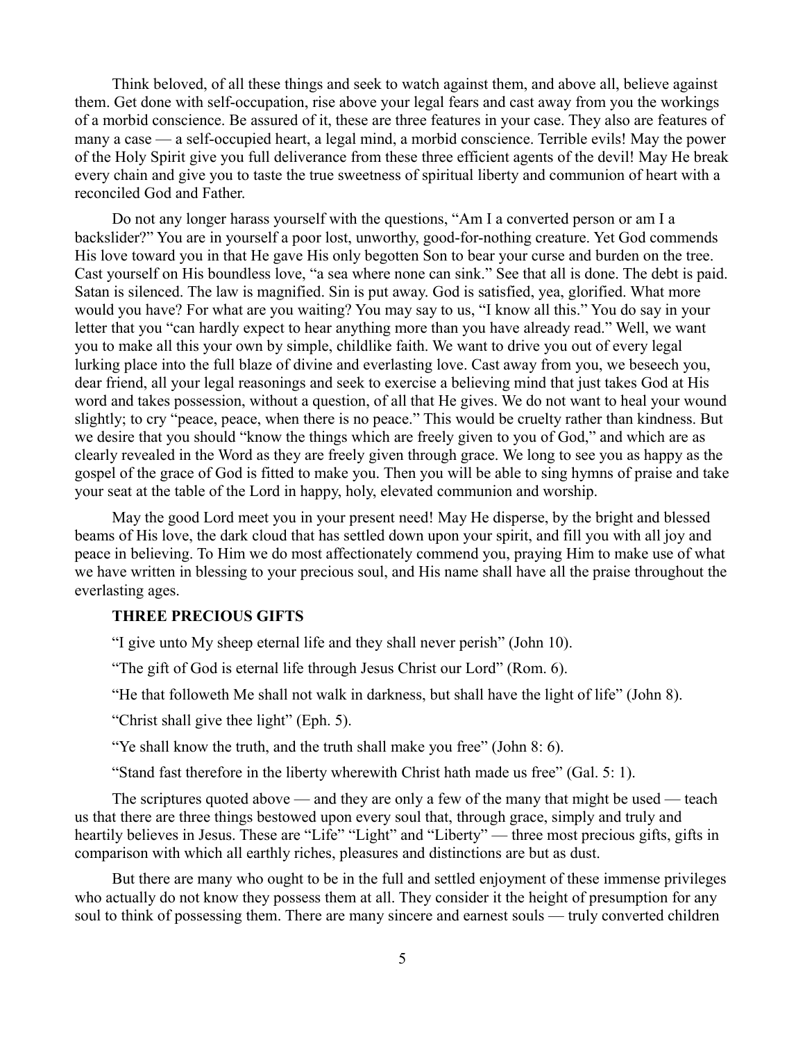Think beloved, of all these things and seek to watch against them, and above all, believe against them. Get done with self-occupation, rise above your legal fears and cast away from you the workings of a morbid conscience. Be assured of it, these are three features in your case. They also are features of many a case — a self-occupied heart, a legal mind, a morbid conscience. Terrible evils! May the power of the Holy Spirit give you full deliverance from these three efficient agents of the devil! May He break every chain and give you to taste the true sweetness of spiritual liberty and communion of heart with a reconciled God and Father.

Do not any longer harass yourself with the questions, "Am I a converted person or am I a backslider?" You are in yourself a poor lost, unworthy, good-for-nothing creature. Yet God commends His love toward you in that He gave His only begotten Son to bear your curse and burden on the tree. Cast yourself on His boundless love, "a sea where none can sink." See that all is done. The debt is paid. Satan is silenced. The law is magnified. Sin is put away. God is satisfied, yea, glorified. What more would you have? For what are you waiting? You may say to us, "I know all this." You do say in your letter that you "can hardly expect to hear anything more than you have already read." Well, we want you to make all this your own by simple, childlike faith. We want to drive you out of every legal lurking place into the full blaze of divine and everlasting love. Cast away from you, we beseech you, dear friend, all your legal reasonings and seek to exercise a believing mind that just takes God at His word and takes possession, without a question, of all that He gives. We do not want to heal your wound slightly; to cry "peace, peace, when there is no peace." This would be cruelty rather than kindness. But we desire that you should "know the things which are freely given to you of God," and which are as clearly revealed in the Word as they are freely given through grace. We long to see you as happy as the gospel of the grace of God is fitted to make you. Then you will be able to sing hymns of praise and take your seat at the table of the Lord in happy, holy, elevated communion and worship.

May the good Lord meet you in your present need! May He disperse, by the bright and blessed beams of His love, the dark cloud that has settled down upon your spirit, and fill you with all joy and peace in believing. To Him we do most affectionately commend you, praying Him to make use of what we have written in blessing to your precious soul, and His name shall have all the praise throughout the everlasting ages.

## THREE PRECIOUS GIFTS

"I give unto My sheep eternal life and they shall never perish" (John 10).

"The gift of God is eternal life through Jesus Christ our Lord" (Rom. 6).

"He that followeth Me shall not walk in darkness, but shall have the light of life" (John 8).

"Christ shall give thee light" (Eph. 5).

"Ye shall know the truth, and the truth shall make you free" (John 8: 6).

"Stand fast therefore in the liberty wherewith Christ hath made us free" (Gal. 5: 1).

The scriptures quoted above — and they are only a few of the many that might be used — teach us that there are three things bestowed upon every soul that, through grace, simply and truly and heartily believes in Jesus. These are "Life" "Light" and "Liberty" — three most precious gifts, gifts in comparison with which all earthly riches, pleasures and distinctions are but as dust.

But there are many who ought to be in the full and settled enjoyment of these immense privileges who actually do not know they possess them at all. They consider it the height of presumption for any soul to think of possessing them. There are many sincere and earnest souls — truly converted children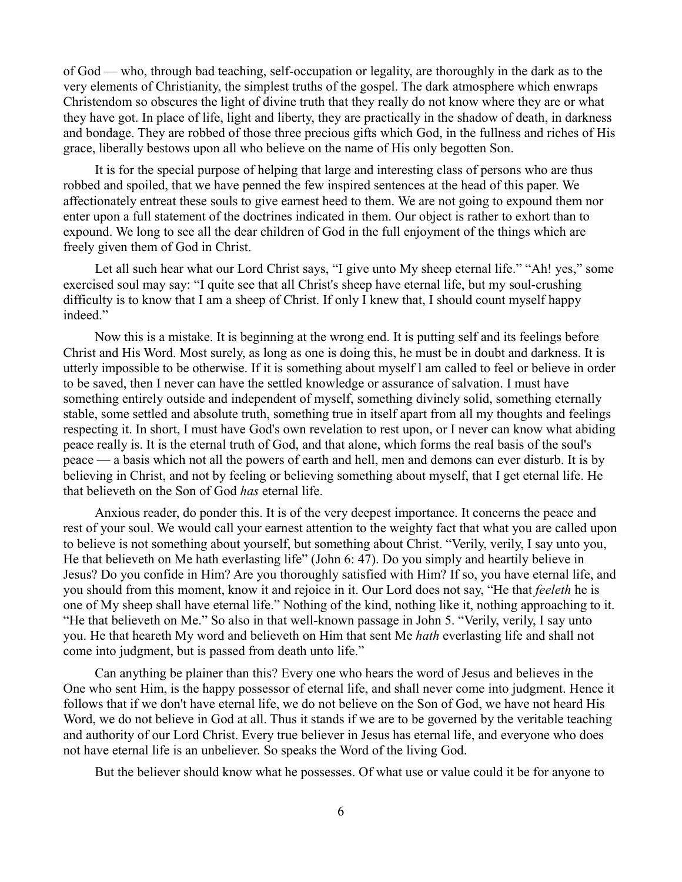of God — who, through bad teaching, self-occupation or legality, are thoroughly in the dark as to the very elements of Christianity, the simplest truths of the gospel. The dark atmosphere which enwraps Christendom so obscures the light of divine truth that they really do not know where they are or what they have got. In place of life, light and liberty, they are practically in the shadow of death, in darkness and bondage. They are robbed of those three precious gifts which God, in the fullness and riches of His grace, liberally bestows upon all who believe on the name of His only begotten Son.

It is for the special purpose of helping that large and interesting class of persons who are thus robbed and spoiled, that we have penned the few inspired sentences at the head of this paper. We affectionately entreat these souls to give earnest heed to them. We are not going to expound them nor enter upon a full statement of the doctrines indicated in them. Our object is rather to exhort than to expound. We long to see all the dear children of God in the full enjoyment of the things which are freely given them of God in Christ.

Let all such hear what our Lord Christ says, "I give unto My sheep eternal life." "Ah! yes," some exercised soul may say: "I quite see that all Christ's sheep have eternal life, but my soul-crushing difficulty is to know that I am a sheep of Christ. If only I knew that, I should count myself happy indeed."

Now this is a mistake. It is beginning at the wrong end. It is putting self and its feelings before Christ and His Word. Most surely, as long as one is doing this, he must be in doubt and darkness. It is utterly impossible to be otherwise. If it is something about myself I am called to feel or believe in order to be saved, then I never can have the settled knowledge or assurance of salvation. I must have something entirely outside and independent of myself, something divinely solid, something eternally stable, some settled and absolute truth, something true in itself apart from all my thoughts and feelings respecting it. In short, I must have God's own revelation to rest upon, or I never can know what abiding peace really is. It is the eternal truth of God, and that alone, which forms the real basis of the soul's peace — a basis which not all the powers of earth and hell, men and demons can ever disturb. It is by believing in Christ, and not by feeling or believing something about myself, that I get eternal life. He that believeth on the Son of God *has* eternal life.

Anxious reader, do ponder this. It is of the very deepest importance. It concerns the peace and rest of your soul. We would call your earnest attention to the weighty fact that what you are called upon to believe is not something about yourself, but something about Christ. "Verily, verily, I say unto you, He that believeth on Me hath everlasting life" (John 6: 47). Do you simply and heartily believe in Jesus? Do you confide in Him? Are you thoroughly satisfied with Him? If so, you have eternal life, and you should from this moment, know it and rejoice in it. Our Lord does not say, "He that *feeleth* he is one of My sheep shall have eternal life." Nothing of the kind, nothing like it, nothing approaching to it. "He that believeth on Me." So also in that well-known passage in John 5. "Verily, verily, I say unto you. He that heareth My word and believeth on Him that sent Me *hath* everlasting life and shall not come into judgment, but is passed from death unto life."

Can anything be plainer than this? Every one who hears the word of Jesus and believes in the One who sent Him, is the happy possessor of eternal life, and shall never come into judgment. Hence it follows that if we don't have eternal life, we do not believe on the Son of God, we have not heard His Word, we do not believe in God at all. Thus it stands if we are to be governed by the veritable teaching and authority of our Lord Christ. Every true believer in Jesus has eternal life, and everyone who does not have eternal life is an unbeliever. So speaks the Word of the living God.

But the believer should know what he possesses. Of what use or value could it be for anyone to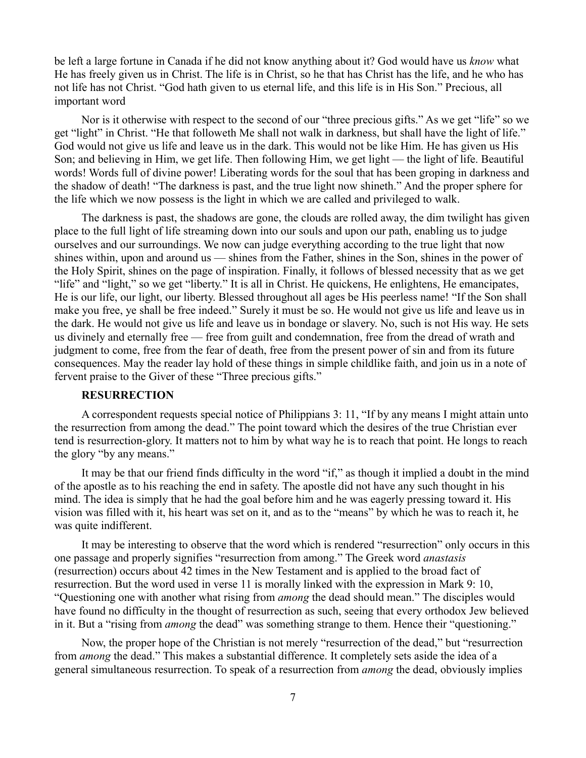be left a large fortune in Canada if he did not know anything about it? God would have us *know* what He has freely given us in Christ. The life is in Christ, so he that has Christ has the life, and he who has not life has not Christ. "God hath given to us eternal life, and this life is in His Son." Precious, all important word

Nor is it otherwise with respect to the second of our "three precious gifts." As we get "life" so we get "light" in Christ. "He that followeth Me shall not walk in darkness, but shall have the light of life." God would not give us life and leave us in the dark. This would not be like Him. He has given us His Son; and believing in Him, we get life. Then following Him, we get light — the light of life. Beautiful words! Words full of divine power! Liberating words for the soul that has been groping in darkness and the shadow of death! "The darkness is past, and the true light now shineth." And the proper sphere for the life which we now possess is the light in which we are called and privileged to walk.

The darkness is past, the shadows are gone, the clouds are rolled away, the dim twilight has given place to the full light of life streaming down into our souls and upon our path, enabling us to judge ourselves and our surroundings. We now can judge everything according to the true light that now shines within, upon and around us — shines from the Father, shines in the Son, shines in the power of the Holy Spirit, shines on the page of inspiration. Finally, it follows of blessed necessity that as we get "life" and "light," so we get "liberty." It is all in Christ. He quickens, He enlightens, He emancipates, He is our life, our light, our liberty. Blessed throughout all ages be His peerless name! "If the Son shall make you free, ye shall be free indeed." Surely it must be so. He would not give us life and leave us in the dark. He would not give us life and leave us in bondage or slavery. No, such is not His way. He sets us divinely and eternally free — free from guilt and condemnation, free from the dread of wrath and judgment to come, free from the fear of death, free from the present power of sin and from its future consequences. May the reader lay hold of these things in simple childlike faith, and join us in a note of fervent praise to the Giver of these "Three precious gifts."

### RESURRECTION

A correspondent requests special notice of Philippians 3: 11, "If by any means I might attain unto the resurrection from among the dead." The point toward which the desires of the true Christian ever tend is resurrection-glory. It matters not to him by what way he is to reach that point. He longs to reach the glory "by any means."

It may be that our friend finds difficulty in the word "if," as though it implied a doubt in the mind of the apostle as to his reaching the end in safety. The apostle did not have any such thought in his mind. The idea is simply that he had the goal before him and he was eagerly pressing toward it. His vision was filled with it, his heart was set on it, and as to the "means" by which he was to reach it, he was quite indifferent.

It may be interesting to observe that the word which is rendered "resurrection" only occurs in this one passage and properly signifies "resurrection from among." The Greek word *anastasis* (resurrection) occurs about 42 times in the New Testament and is applied to the broad fact of resurrection. But the word used in verse 11 is morally linked with the expression in Mark 9: 10, "Questioning one with another what rising from *among* the dead should mean." The disciples would have found no difficulty in the thought of resurrection as such, seeing that every orthodox Jew believed in it. But a "rising from *among* the dead" was something strange to them. Hence their "questioning."

Now, the proper hope of the Christian is not merely "resurrection of the dead," but "resurrection from *among* the dead." This makes a substantial difference. It completely sets aside the idea of a general simultaneous resurrection. To speak of a resurrection from *among* the dead, obviously implies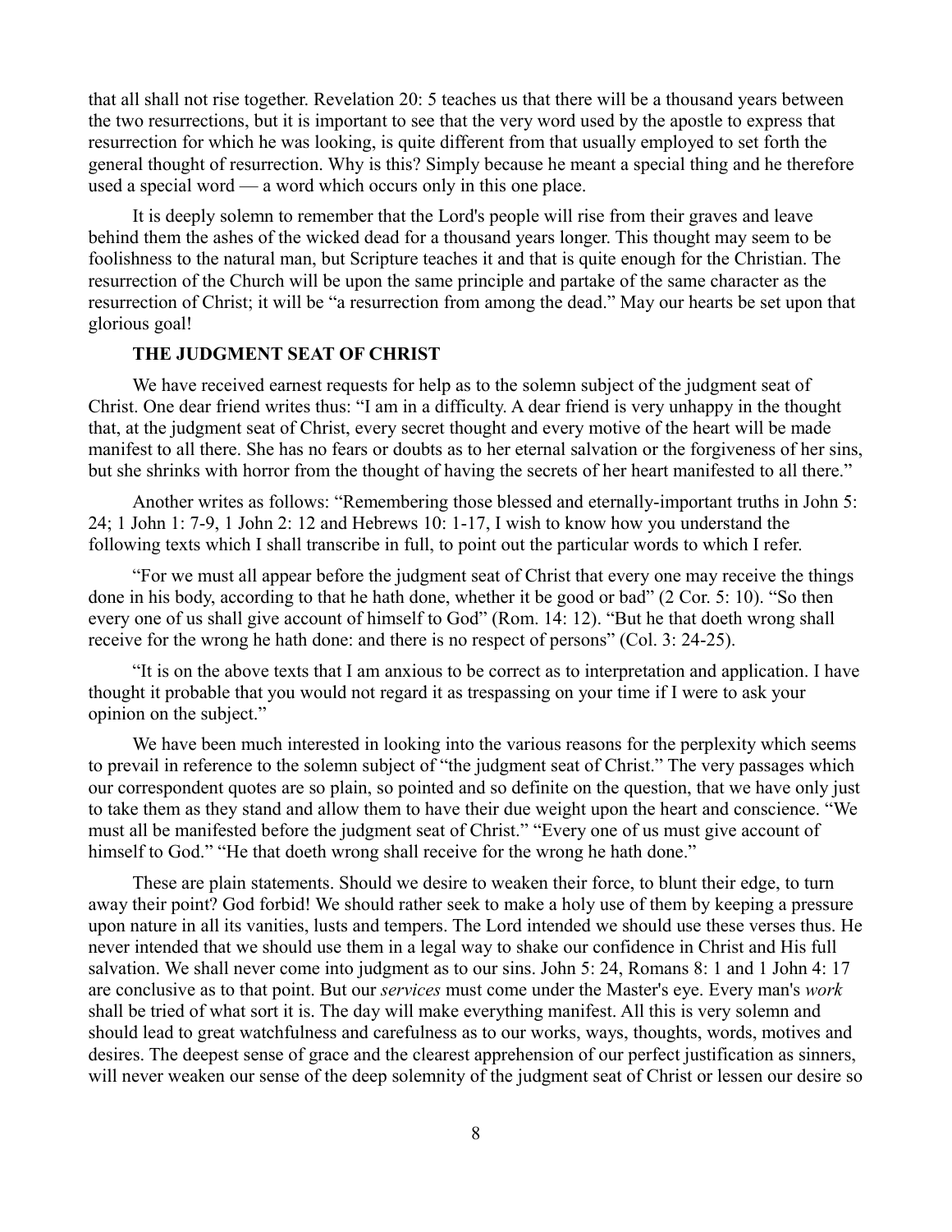that all shall not rise together. Revelation 20: 5 teaches us that there will be a thousand years between the two resurrections, but it is important to see that the very word used by the apostle to express that resurrection for which he was looking, is quite different from that usually employed to set forth the general thought of resurrection. Why is this? Simply because he meant a special thing and he therefore used a special word — a word which occurs only in this one place.

It is deeply solemn to remember that the Lord's people will rise from their graves and leave behind them the ashes of the wicked dead for a thousand years longer. This thought may seem to be foolishness to the natural man, but Scripture teaches it and that is quite enough for the Christian. The resurrection of the Church will be upon the same principle and partake of the same character as the resurrection of Christ; it will be "a resurrection from among the dead." May our hearts be set upon that glorious goal!

### THE JUDGMENT SEAT OF CHRIST

We have received earnest requests for help as to the solemn subject of the judgment seat of Christ. One dear friend writes thus: "I am in a difficulty. A dear friend is very unhappy in the thought that, at the judgment seat of Christ, every secret thought and every motive of the heart will be made manifest to all there. She has no fears or doubts as to her eternal salvation or the forgiveness of her sins, but she shrinks with horror from the thought of having the secrets of her heart manifested to all there."

Another writes as follows: "Remembering those blessed and eternally-important truths in John 5: 24; 1 John 1: 7-9, 1 John 2: 12 and Hebrews 10: 1-17, I wish to know how you understand the following texts which I shall transcribe in full, to point out the particular words to which I refer.

"For we must all appear before the judgment seat of Christ that every one may receive the things done in his body, according to that he hath done, whether it be good or bad" (2 Cor. 5: 10). "So then every one of us shall give account of himself to God" (Rom. 14: 12). "But he that doeth wrong shall receive for the wrong he hath done: and there is no respect of persons" (Col. 3: 24-25).

"It is on the above texts that I am anxious to be correct as to interpretation and application. I have thought it probable that you would not regard it as trespassing on your time if I were to ask your opinion on the subject."

We have been much interested in looking into the various reasons for the perplexity which seems to prevail in reference to the solemn subject of "the judgment seat of Christ." The very passages which our correspondent quotes are so plain, so pointed and so definite on the question, that we have only just to take them as they stand and allow them to have their due weight upon the heart and conscience. "We must all be manifested before the judgment seat of Christ." "Every one of us must give account of himself to God." "He that doeth wrong shall receive for the wrong he hath done."

These are plain statements. Should we desire to weaken their force, to blunt their edge, to turn away their point? God forbid! We should rather seek to make a holy use of them by keeping a pressure upon nature in all its vanities, lusts and tempers. The Lord intended we should use these verses thus. He never intended that we should use them in a legal way to shake our confidence in Christ and His full salvation. We shall never come into judgment as to our sins. John 5: 24, Romans 8: 1 and 1 John 4: 17 are conclusive as to that point. But our *services* must come under the Master's eye. Every man's *work* shall be tried of what sort it is. The day will make everything manifest. All this is very solemn and should lead to great watchfulness and carefulness as to our works, ways, thoughts, words, motives and desires. The deepest sense of grace and the clearest apprehension of our perfect justification as sinners, will never weaken our sense of the deep solemnity of the judgment seat of Christ or lessen our desire so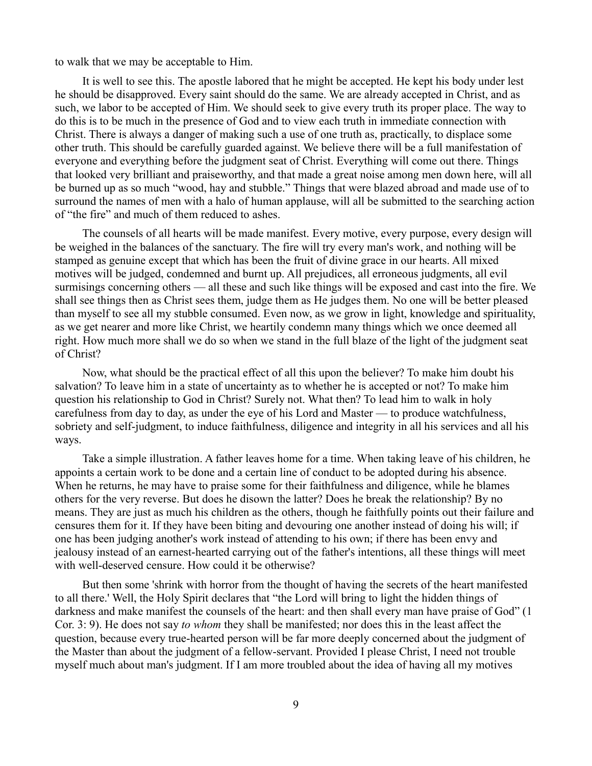to walk that we may be acceptable to Him.

It is well to see this. The apostle labored that he might be accepted. He kept his body under lest he should be disapproved. Every saint should do the same. We are already accepted in Christ, and as such, we labor to be accepted of Him. We should seek to give every truth its proper place. The way to do this is to be much in the presence of God and to view each truth in immediate connection with Christ. There is always a danger of making such a use of one truth as, practically, to displace some other truth. This should be carefully guarded against. We believe there will be a full manifestation of everyone and everything before the judgment seat of Christ. Everything will come out there. Things that looked very brilliant and praiseworthy, and that made a great noise among men down here, will all be burned up as so much "wood, hay and stubble." Things that were blazed abroad and made use of to surround the names of men with a halo of human applause, will all be submitted to the searching action of "the fire" and much of them reduced to ashes.

The counsels of all hearts will be made manifest. Every motive, every purpose, every design will be weighed in the balances of the sanctuary. The fire will try every man's work, and nothing will be stamped as genuine except that which has been the fruit of divine grace in our hearts. All mixed motives will be judged, condemned and burnt up. All prejudices, all erroneous judgments, all evil surmisings concerning others — all these and such like things will be exposed and cast into the fire. We shall see things then as Christ sees them, judge them as He judges them. No one will be better pleased than myself to see all my stubble consumed. Even now, as we grow in light, knowledge and spirituality, as we get nearer and more like Christ, we heartily condemn many things which we once deemed all right. How much more shall we do so when we stand in the full blaze of the light of the judgment seat of Christ?

Now, what should be the practical effect of all this upon the believer? To make him doubt his salvation? To leave him in a state of uncertainty as to whether he is accepted or not? To make him question his relationship to God in Christ? Surely not. What then? To lead him to walk in holy carefulness from day to day, as under the eye of his Lord and Master — to produce watchfulness, sobriety and self-judgment, to induce faithfulness, diligence and integrity in all his services and all his ways.

Take a simple illustration. A father leaves home for a time. When taking leave of his children, he appoints a certain work to be done and a certain line of conduct to be adopted during his absence. When he returns, he may have to praise some for their faithfulness and diligence, while he blames others for the very reverse. But does he disown the latter? Does he break the relationship? By no means. They are just as much his children as the others, though he faithfully points out their failure and censures them for it. If they have been biting and devouring one another instead of doing his will; if one has been judging another's work instead of attending to his own; if there has been envy and jealousy instead of an earnest-hearted carrying out of the father's intentions, all these things will meet with well-deserved censure. How could it be otherwise?

But then some 'shrink with horror from the thought of having the secrets of the heart manifested to all there.' Well, the Holy Spirit declares that "the Lord will bring to light the hidden things of darkness and make manifest the counsels of the heart: and then shall every man have praise of God" (1 Cor. 3: 9). He does not say *to whom* they shall be manifested; nor does this in the least affect the question, because every true-hearted person will be far more deeply concerned about the judgment of the Master than about the judgment of a fellow-servant. Provided I please Christ, I need not trouble myself much about man's judgment. If I am more troubled about the idea of having all my motives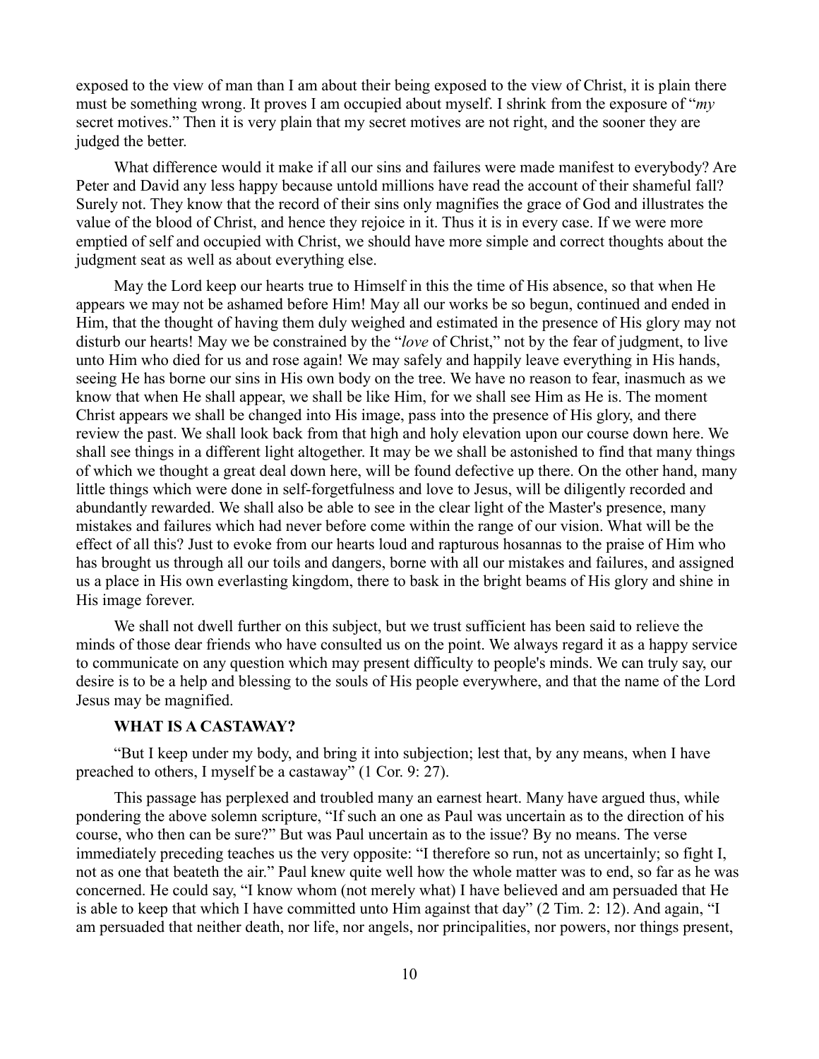exposed to the view of man than I am about their being exposed to the view of Christ, it is plain there must be something wrong. It proves I am occupied about myself. I shrink from the exposure of "*my* secret motives." Then it is very plain that my secret motives are not right, and the sooner they are judged the better.

What difference would it make if all our sins and failures were made manifest to everybody? Are Peter and David any less happy because untold millions have read the account of their shameful fall? Surely not. They know that the record of their sins only magnifies the grace of God and illustrates the value of the blood of Christ, and hence they rejoice in it. Thus it is in every case. If we were more emptied of self and occupied with Christ, we should have more simple and correct thoughts about the judgment seat as well as about everything else.

May the Lord keep our hearts true to Himself in this the time of His absence, so that when He appears we may not be ashamed before Him! May all our works be so begun, continued and ended in Him, that the thought of having them duly weighed and estimated in the presence of His glory may not disturb our hearts! May we be constrained by the "*love* of Christ," not by the fear of judgment, to live unto Him who died for us and rose again! We may safely and happily leave everything in His hands, seeing He has borne our sins in His own body on the tree. We have no reason to fear, inasmuch as we know that when He shall appear, we shall be like Him, for we shall see Him as He is. The moment Christ appears we shall be changed into His image, pass into the presence of His glory, and there review the past. We shall look back from that high and holy elevation upon our course down here. We shall see things in a different light altogether. It may be we shall be astonished to find that many things of which we thought a great deal down here, will be found defective up there. On the other hand, many little things which were done in self-forgetfulness and love to Jesus, will be diligently recorded and abundantly rewarded. We shall also be able to see in the clear light of the Master's presence, many mistakes and failures which had never before come within the range of our vision. What will be the effect of all this? Just to evoke from our hearts loud and rapturous hosannas to the praise of Him who has brought us through all our toils and dangers, borne with all our mistakes and failures, and assigned us a place in His own everlasting kingdom, there to bask in the bright beams of His glory and shine in His image forever.

We shall not dwell further on this subject, but we trust sufficient has been said to relieve the minds of those dear friends who have consulted us on the point. We always regard it as a happy service to communicate on any question which may present difficulty to people's minds. We can truly say, our desire is to be a help and blessing to the souls of His people everywhere, and that the name of the Lord Jesus may be magnified.

### WHAT IS A CASTAWAY?

"But I keep under my body, and bring it into subjection; lest that, by any means, when I have preached to others, I myself be a castaway" (1 Cor. 9: 27).

This passage has perplexed and troubled many an earnest heart. Many have argued thus, while pondering the above solemn scripture, "If such an one as Paul was uncertain as to the direction of his course, who then can be sure?" But was Paul uncertain as to the issue? By no means. The verse immediately preceding teaches us the very opposite: "I therefore so run, not as uncertainly; so fight I, not as one that beateth the air." Paul knew quite well how the whole matter was to end, so far as he was concerned. He could say, "I know whom (not merely what) I have believed and am persuaded that He is able to keep that which I have committed unto Him against that day" (2 Tim. 2: 12). And again, "I am persuaded that neither death, nor life, nor angels, nor principalities, nor powers, nor things present,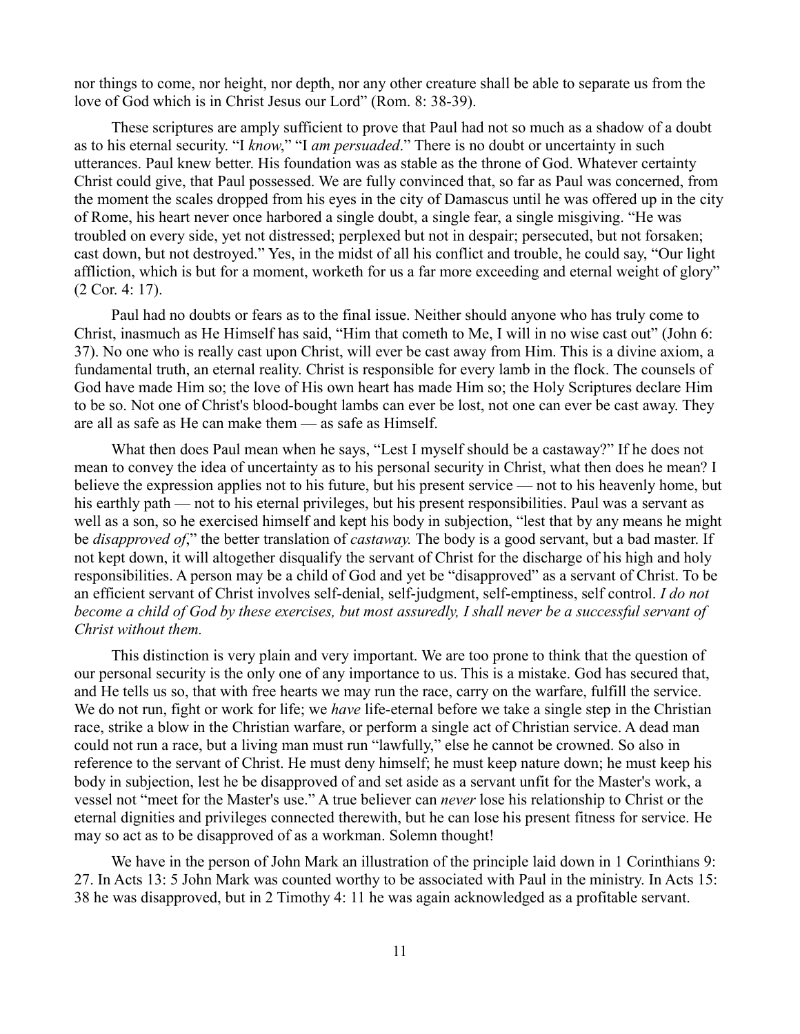nor things to come, nor height, nor depth, nor any other creature shall be able to separate us from the love of God which is in Christ Jesus our Lord" (Rom. 8: 38-39).

These scriptures are amply sufficient to prove that Paul had not so much as a shadow of a doubt as to his eternal security. "I *know*," "I *am persuaded*." There is no doubt or uncertainty in such utterances. Paul knew better. His foundation was as stable as the throne of God. Whatever certainty Christ could give, that Paul possessed. We are fully convinced that, so far as Paul was concerned, from the moment the scales dropped from his eyes in the city of Damascus until he was offered up in the city of Rome, his heart never once harbored a single doubt, a single fear, a single misgiving. "He was troubled on every side, yet not distressed; perplexed but not in despair; persecuted, but not forsaken; cast down, but not destroyed." Yes, in the midst of all his conflict and trouble, he could say, "Our light affliction, which is but for a moment, worketh for us a far more exceeding and eternal weight of glory" (2 Cor. 4: 17).

Paul had no doubts or fears as to the final issue. Neither should anyone who has truly come to Christ, inasmuch as He Himself has said, "Him that cometh to Me, I will in no wise cast out" (John 6: 37). No one who is really cast upon Christ, will ever be cast away from Him. This is a divine axiom, a fundamental truth, an eternal reality. Christ is responsible for every lamb in the flock. The counsels of God have made Him so; the love of His own heart has made Him so; the Holy Scriptures declare Him to be so. Not one of Christ's blood-bought lambs can ever be lost, not one can ever be cast away. They are all as safe as He can make them — as safe as Himself.

What then does Paul mean when he says, "Lest I myself should be a castaway?" If he does not mean to convey the idea of uncertainty as to his personal security in Christ, what then does he mean? I believe the expression applies not to his future, but his present service — not to his heavenly home, but his earthly path — not to his eternal privileges, but his present responsibilities. Paul was a servant as well as a son, so he exercised himself and kept his body in subjection, "lest that by any means he might be *disapproved of*," the better translation of *castaway.* The body is a good servant, but a bad master. If not kept down, it will altogether disqualify the servant of Christ for the discharge of his high and holy responsibilities. A person may be a child of God and yet be "disapproved" as a servant of Christ. To be an efficient servant of Christ involves self-denial, self-judgment, self-emptiness, self control. *I do not become a child of God by these exercises, but most assuredly, I shall never be a successful servant of Christ without them.*

This distinction is very plain and very important. We are too prone to think that the question of our personal security is the only one of any importance to us. This is a mistake. God has secured that, and He tells us so, that with free hearts we may run the race, carry on the warfare, fulfill the service. We do not run, fight or work for life; we *have* life-eternal before we take a single step in the Christian race, strike a blow in the Christian warfare, or perform a single act of Christian service. A dead man could not run a race, but a living man must run "lawfully," else he cannot be crowned. So also in reference to the servant of Christ. He must deny himself; he must keep nature down; he must keep his body in subjection, lest he be disapproved of and set aside as a servant unfit for the Master's work, a vessel not "meet for the Master's use." A true believer can *never* lose his relationship to Christ or the eternal dignities and privileges connected therewith, but he can lose his present fitness for service. He may so act as to be disapproved of as a workman. Solemn thought!

We have in the person of John Mark an illustration of the principle laid down in 1 Corinthians 9: 27. In Acts 13: 5 John Mark was counted worthy to be associated with Paul in the ministry. In Acts 15: 38 he was disapproved, but in 2 Timothy 4: 11 he was again acknowledged as a profitable servant.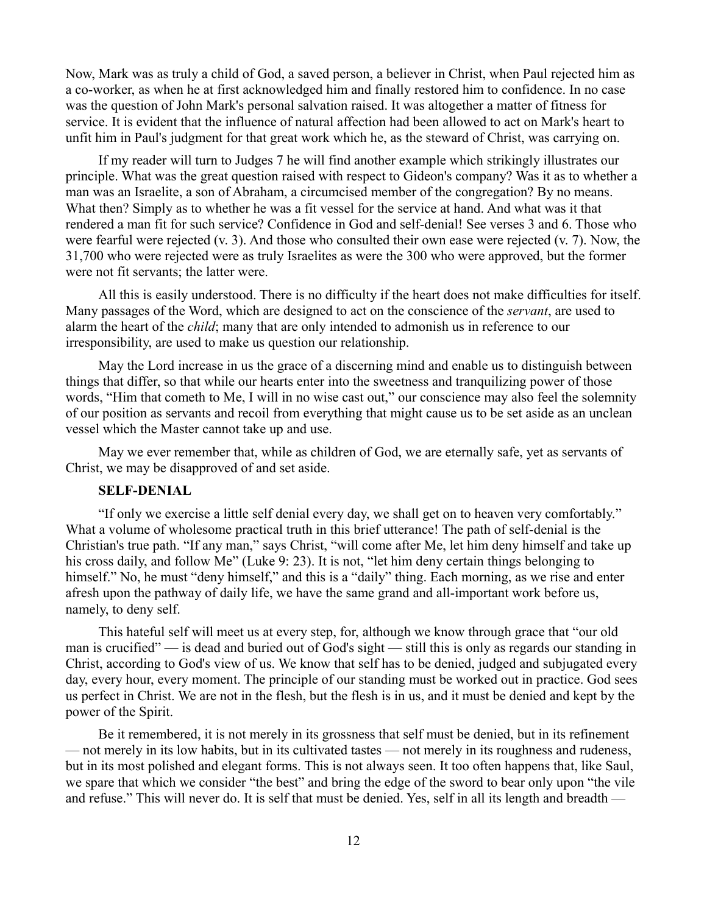Now, Mark was as truly a child of God, a saved person, a believer in Christ, when Paul rejected him as a co-worker, as when he at first acknowledged him and finally restored him to confidence. In no case was the question of John Mark's personal salvation raised. It was altogether a matter of fitness for service. It is evident that the influence of natural affection had been allowed to act on Mark's heart to unfit him in Paul's judgment for that great work which he, as the steward of Christ, was carrying on.

If my reader will turn to Judges 7 he will find another example which strikingly illustrates our principle. What was the great question raised with respect to Gideon's company? Was it as to whether a man was an Israelite, a son of Abraham, a circumcised member of the congregation? By no means. What then? Simply as to whether he was a fit vessel for the service at hand. And what was it that rendered a man fit for such service? Confidence in God and self-denial! See verses 3 and 6. Those who were fearful were rejected (v. 3). And those who consulted their own ease were rejected (v. 7). Now, the 31,700 who were rejected were as truly Israelites as were the 300 who were approved, but the former were not fit servants; the latter were.

All this is easily understood. There is no difficulty if the heart does not make difficulties for itself. Many passages of the Word, which are designed to act on the conscience of the *servant*, are used to alarm the heart of the *child*; many that are only intended to admonish us in reference to our irresponsibility, are used to make us question our relationship.

May the Lord increase in us the grace of a discerning mind and enable us to distinguish between things that differ, so that while our hearts enter into the sweetness and tranquilizing power of those words, "Him that cometh to Me, I will in no wise cast out," our conscience may also feel the solemnity of our position as servants and recoil from everything that might cause us to be set aside as an unclean vessel which the Master cannot take up and use.

May we ever remember that, while as children of God, we are eternally safe, yet as servants of Christ, we may be disapproved of and set aside.

**SELF-DENIAL**

"If only we exercise a little self denial every day, we shall get on to heaven very comfortably." What a volume of wholesome practical truth in this brief utterance! The path of self-denial is the Christian's true path. "If any man," says Christ, "will come after Me, let him deny himself and take up his cross daily, and follow Me" (Luke 9: 23). It is not, "let him deny certain things belonging to himself." No, he must "deny himself," and this is a "daily" thing. Each morning, as we rise and enter afresh upon the pathway of daily life, we have the same grand and all-important work before us, namely, to deny self.

This hateful self will meet us at every step, for, although we know through grace that "our old man is crucified" — is dead and buried out of God's sight — still this is only as regards our standing in Christ, according to God's view of us. We know that self has to be denied, judged and subjugated every day, every hour, every moment. The principle of our standing must be worked out in practice. God sees us perfect in Christ. We are not in the flesh, but the flesh is in us, and it must be denied and kept by the power of the Spirit.

Be it remembered, it is not merely in its grossness that self must be denied, but in its refinement — not merely in its low habits, but in its cultivated tastes — not merely in its roughness and rudeness, but in its most polished and elegant forms. This is not always seen. It too often happens that, like Saul, we spare that which we consider "the best" and bring the edge of the sword to bear only upon "the vile and refuse." This will never do. It is self that must be denied. Yes, self in all its length and breadth —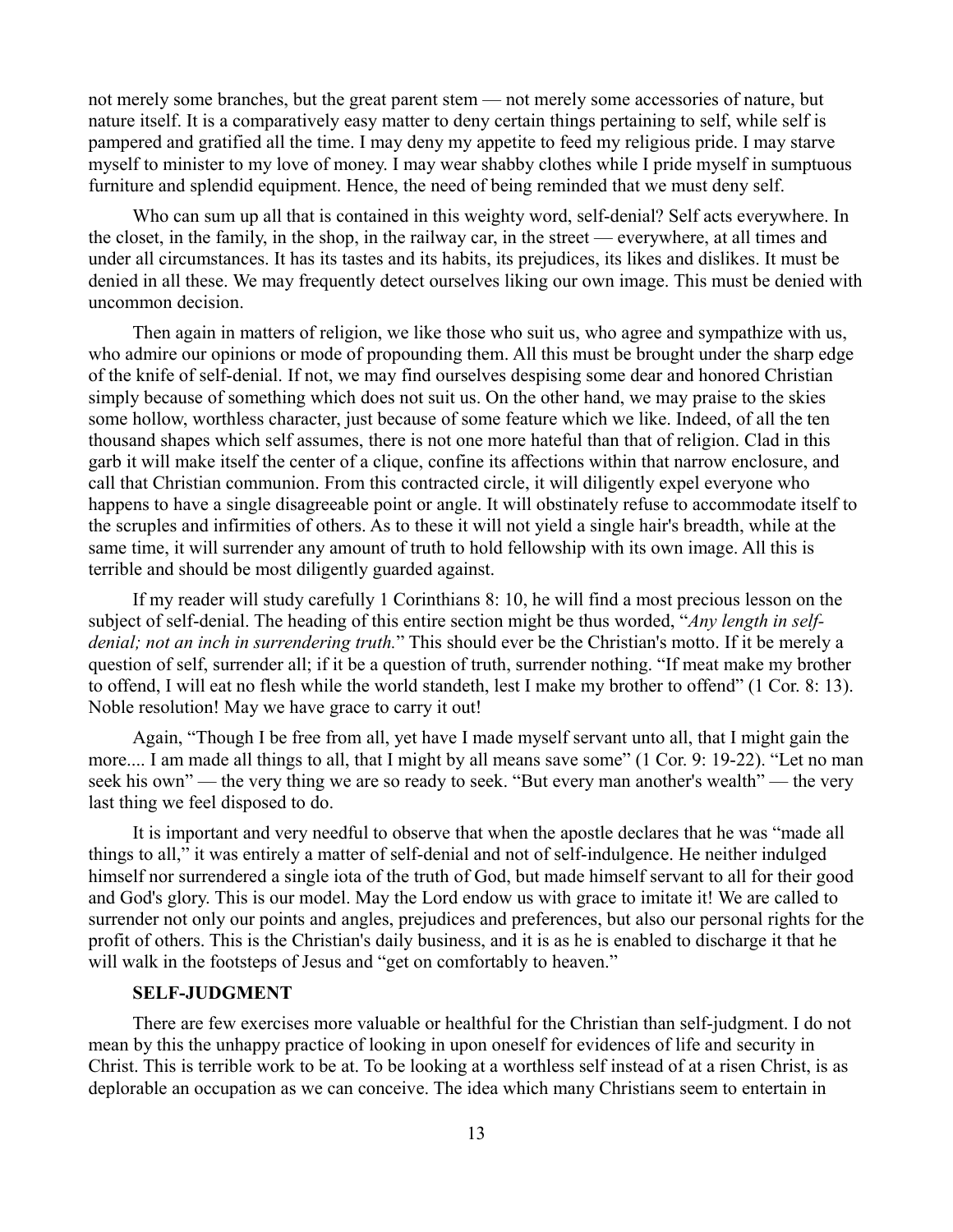not merely some branches, but the great parent stem — not merely some accessories of nature, but nature itself. It is a comparatively easy matter to deny certain things pertaining to self, while self is pampered and gratified all the time. I may deny my appetite to feed my religious pride. I may starve myself to minister to my love of money. I may wear shabby clothes while I pride myself in sumptuous furniture and splendid equipment. Hence, the need of being reminded that we must deny self.

Who can sum up all that is contained in this weighty word, self-denial? Self acts everywhere. In the closet, in the family, in the shop, in the railway car, in the street — everywhere, at all times and under all circumstances. It has its tastes and its habits, its prejudices, its likes and dislikes. It must be denied in all these. We may frequently detect ourselves liking our own image. This must be denied with uncommon decision.

Then again in matters of religion, we like those who suit us, who agree and sympathize with us, who admire our opinions or mode of propounding them. All this must be brought under the sharp edge of the knife of self-denial. If not, we may find ourselves despising some dear and honored Christian simply because of something which does not suit us. On the other hand, we may praise to the skies some hollow, worthless character, just because of some feature which we like. Indeed, of all the ten thousand shapes which self assumes, there is not one more hateful than that of religion. Clad in this garb it will make itself the center of a clique, confine its affections within that narrow enclosure, and call that Christian communion. From this contracted circle, it will diligently expel everyone who happens to have a single disagreeable point or angle. It will obstinately refuse to accommodate itself to the scruples and infirmities of others. As to these it will not yield a single hair's breadth, while at the same time, it will surrender any amount of truth to hold fellowship with its own image. All this is terrible and should be most diligently guarded against.

If my reader will study carefully 1 Corinthians 8: 10, he will find a most precious lesson on the subject of self-denial. The heading of this entire section might be thus worded, "*Any length in self-denial; not an inch in surrendering truth.*" This should ever be the Christian's motto. If it be merely a question of self, surrender all; if it be a question of truth, surrender nothing. "If meat make my brother to offend, I will eat no flesh while the world standeth, lest I make my brother to offend" (1 Cor. 8: 13). Noble resolution! May we have grace to carry it out!

Again, "Though I be free from all, yet have I made myself servant unto all, that I might gain the more.... I am made all things to all, that I might by all means save some" (1 Cor. 9: 19-22). "Let no man seek his own" — the very thing we are so ready to seek. "But every man another's wealth" — the very last thing we feel disposed to do.

It is important and very needful to observe that when the apostle declares that he was "made all things to all," it was entirely a matter of self-denial and not of self-indulgence. He neither indulged himself nor surrendered a single iota of the truth of God, but made himself servant to all for their good and God's glory. This is our model. May the Lord endow us with grace to imitate it! We are called to surrender not only our points and angles, prejudices and preferences, but also our personal rights for the profit of others. This is the Christian's daily business, and it is as he is enabled to discharge it that he will walk in the footsteps of Jesus and "get on comfortably to heaven."

### SELF-JUDGMENT

There are few exercises more valuable or healthful for the Christian than self-judgment. I do not mean by this the unhappy practice of looking in upon oneself for evidences of life and security in Christ. This is terrible work to be at. To be looking at a worthless self instead of at a risen Christ, is as deplorable an occupation as we can conceive. The idea which many Christians seem to entertain in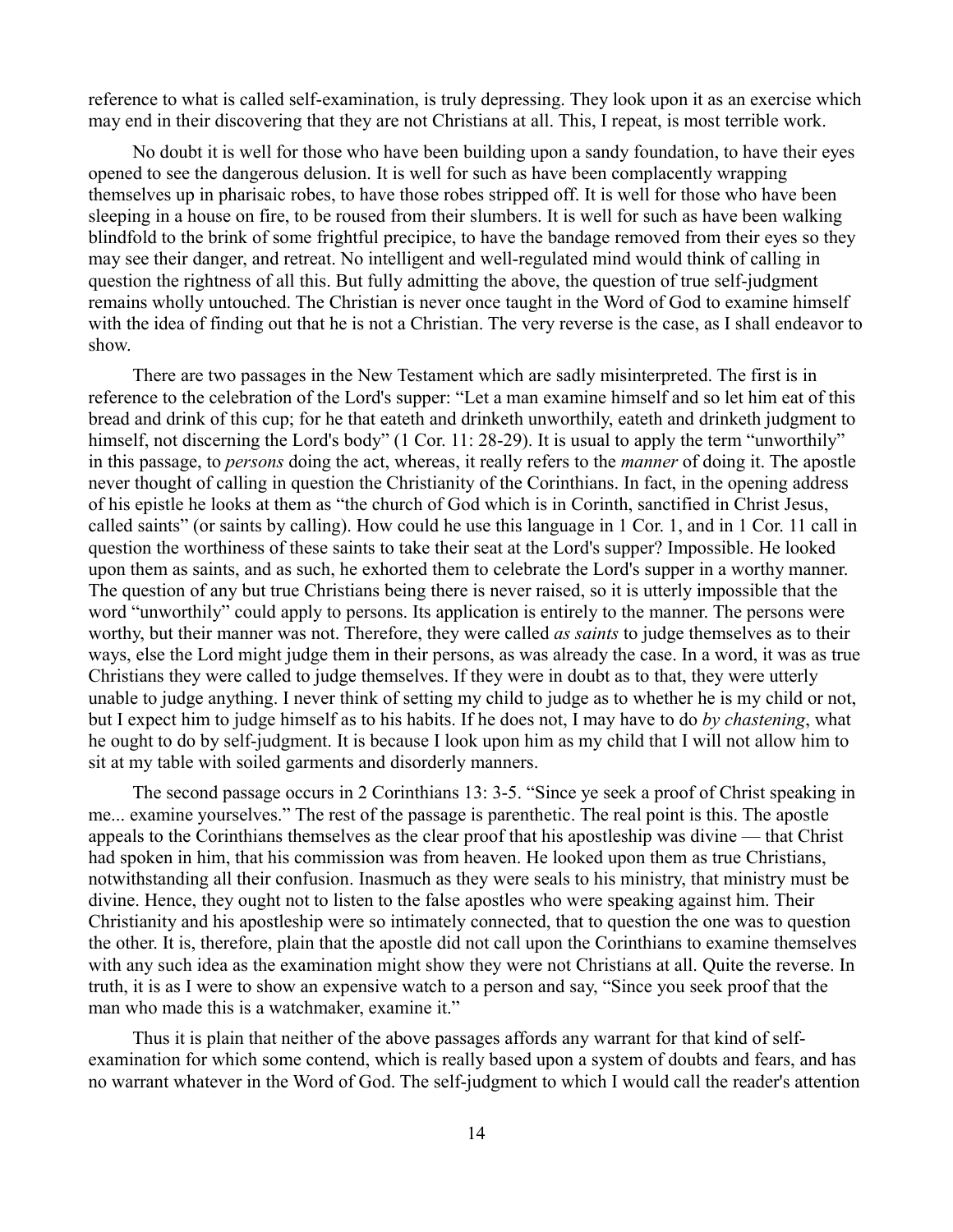reference to what is called self-examination, is truly depressing. They look upon it as an exercise which may end in their discovering that they are not Christians at all. This, I repeat, is most terrible work.

No doubt it is well for those who have been building upon a sandy foundation, to have their eyes opened to see the dangerous delusion. It is well for such as have been complacently wrapping themselves up in pharisaic robes, to have those robes stripped off. It is well for those who have been sleeping in a house on fire, to be roused from their slumbers. It is well for such as have been walking blindfold to the brink of some frightful precipice, to have the bandage removed from their eyes so they may see their danger, and retreat. No intelligent and well-regulated mind would think of calling in question the rightness of all this. But fully admitting the above, the question of true self-judgment remains wholly untouched. The Christian is never once taught in the Word of God to examine himself with the idea of finding out that he is not a Christian. The very reverse is the case, as I shall endeavor to show.

There are two passages in the New Testament which are sadly misinterpreted. The first is in reference to the celebration of the Lord's supper: "Let a man examine himself and so let him eat of this bread and drink of this cup; for he that eateth and drinketh unworthily, eateth and drinketh judgment to himself, not discerning the Lord's body" (1 Cor. 11: 28-29). It is usual to apply the term "unworthily" in this passage, to *persons* doing the act, whereas, it really refers to the *manner* of doing it. The apostle never thought of calling in question the Christianity of the Corinthians. In fact, in the opening address of his epistle he looks at them as "the church of God which is in Corinth, sanctified in Christ Jesus, called saints" (or saints by calling). How could he use this language in 1 Cor. 1, and in 1 Cor. 11 call in question the worthiness of these saints to take their seat at the Lord's supper? Impossible. He looked upon them as saints, and as such, he exhorted them to celebrate the Lord's supper in a worthy manner. The question of any but true Christians being there is never raised, so it is utterly impossible that the word "unworthily" could apply to persons. Its application is entirely to the manner. The persons were worthy, but their manner was not. Therefore, they were called *as saints* to judge themselves as to their ways, else the Lord might judge them in their persons, as was already the case. In a word, it was as true Christians they were called to judge themselves. If they were in doubt as to that, they were utterly unable to judge anything. I never think of setting my child to judge as to whether he is my child or not, but I expect him to judge himself as to his habits. If he does not, I may have to do *by chastening*, what he ought to do by self-judgment. It is because I look upon him as my child that I will not allow him to sit at my table with soiled garments and disorderly manners.

The second passage occurs in 2 Corinthians 13: 3-5. "Since ye seek a proof of Christ speaking in me... examine yourselves." The rest of the passage is parenthetic. The real point is this. The apostle appeals to the Corinthians themselves as the clear proof that his apostleship was divine — that Christ had spoken in him, that his commission was from heaven. He looked upon them as true Christians, notwithstanding all their confusion. Inasmuch as they were seals to his ministry, that ministry must be divine. Hence, they ought not to listen to the false apostles who were speaking against him. Their Christianity and his apostleship were so intimately connected, that to question the one was to question the other. It is, therefore, plain that the apostle did not call upon the Corinthians to examine themselves with any such idea as the examination might show they were not Christians at all. Quite the reverse. In truth, it is as I were to show an expensive watch to a person and say, "Since you seek proof that the man who made this is a watchmaker, examine it."

Thus it is plain that neither of the above passages affords any warrant for that kind of self-examination for which some contend, which is really based upon a system of doubts and fears, and has no warrant whatever in the Word of God. The self-judgment to which I would call the reader's attention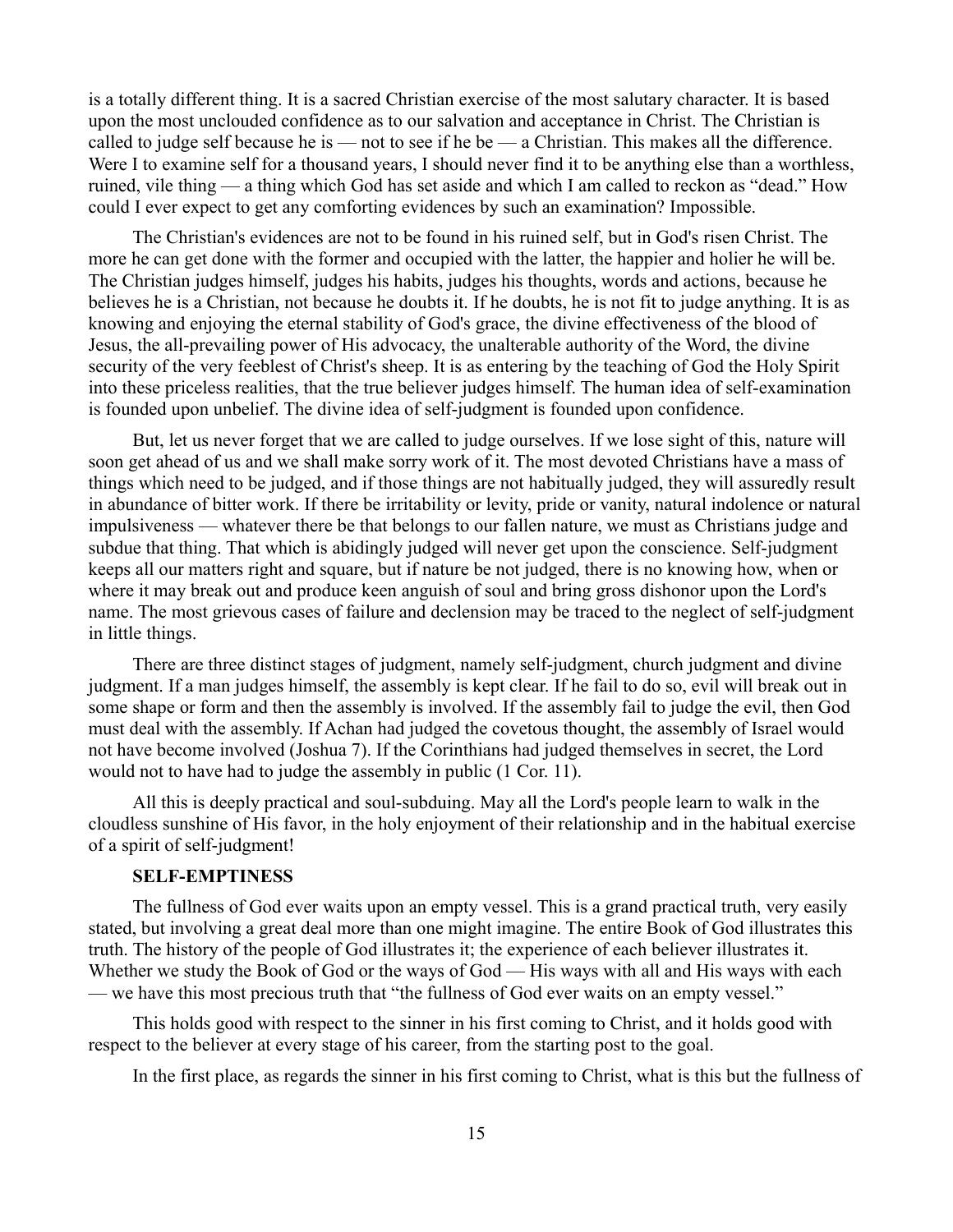is a totally different thing. It is a sacred Christian exercise of the most salutary character. It is based upon the most unclouded confidence as to our salvation and acceptance in Christ. The Christian is called to judge self because he is — not to see if he be — a Christian. This makes all the difference. Were I to examine self for a thousand years, I should never find it to be anything else than a worthless, ruined, vile thing — a thing which God has set aside and which I am called to reckon as "dead." How could I ever expect to get any comforting evidences by such an examination? Impossible.

The Christian's evidences are not to be found in his ruined self, but in God's risen Christ. The more he can get done with the former and occupied with the latter, the happier and holier he will be. The Christian judges himself, judges his habits, judges his thoughts, words and actions, because he believes he is a Christian, not because he doubts it. If he doubts, he is not fit to judge anything. It is as knowing and enjoying the eternal stability of God's grace, the divine effectiveness of the blood of Jesus, the all-prevailing power of His advocacy, the unalterable authority of the Word, the divine security of the very feeblest of Christ's sheep. It is as entering by the teaching of God the Holy Spirit into these priceless realities, that the true believer judges himself. The human idea of self-examination is founded upon unbelief. The divine idea of self-judgment is founded upon confidence.

But, let us never forget that we are called to judge ourselves. If we lose sight of this, nature will soon get ahead of us and we shall make sorry work of it. The most devoted Christians have a mass of things which need to be judged, and if those things are not habitually judged, they will assuredly result in abundance of bitter work. If there be irritability or levity, pride or vanity, natural indolence or natural impulsiveness — whatever there be that belongs to our fallen nature, we must as Christians judge and subdue that thing. That which is abidingly judged will never get upon the conscience. Self-judgment keeps all our matters right and square, but if nature be not judged, there is no knowing how, when or where it may break out and produce keen anguish of soul and bring gross dishonor upon the Lord's name. The most grievous cases of failure and declension may be traced to the neglect of self-judgment in little things.

There are three distinct stages of judgment, namely self-judgment, church judgment and divine judgment. If a man judges himself, the assembly is kept clear. If he fail to do so, evil will break out in some shape or form and then the assembly is involved. If the assembly fail to judge the evil, then God must deal with the assembly. If Achan had judged the covetous thought, the assembly of Israel would not have become involved (Joshua 7). If the Corinthians had judged themselves in secret, the Lord would not to have had to judge the assembly in public (1 Cor. 11).

All this is deeply practical and soul-subduing. May all the Lord's people learn to walk in the cloudless sunshine of His favor, in the holy enjoyment of their relationship and in the habitual exercise of a spirit of self-judgment!

**SELF-EMPTINESS**

The fullness of God ever waits upon an empty vessel. This is a grand practical truth, very easily stated, but involving a great deal more than one might imagine. The entire Book of God illustrates this truth. The history of the people of God illustrates it; the experience of each believer illustrates it. Whether we study the Book of God or the ways of God — His ways with all and His ways with each — we have this most precious truth that "the fullness of God ever waits on an empty vessel."

This holds good with respect to the sinner in his first coming to Christ, and it holds good with respect to the believer at every stage of his career, from the starting post to the goal.

In the first place, as regards the sinner in his first coming to Christ, what is this but the fullness of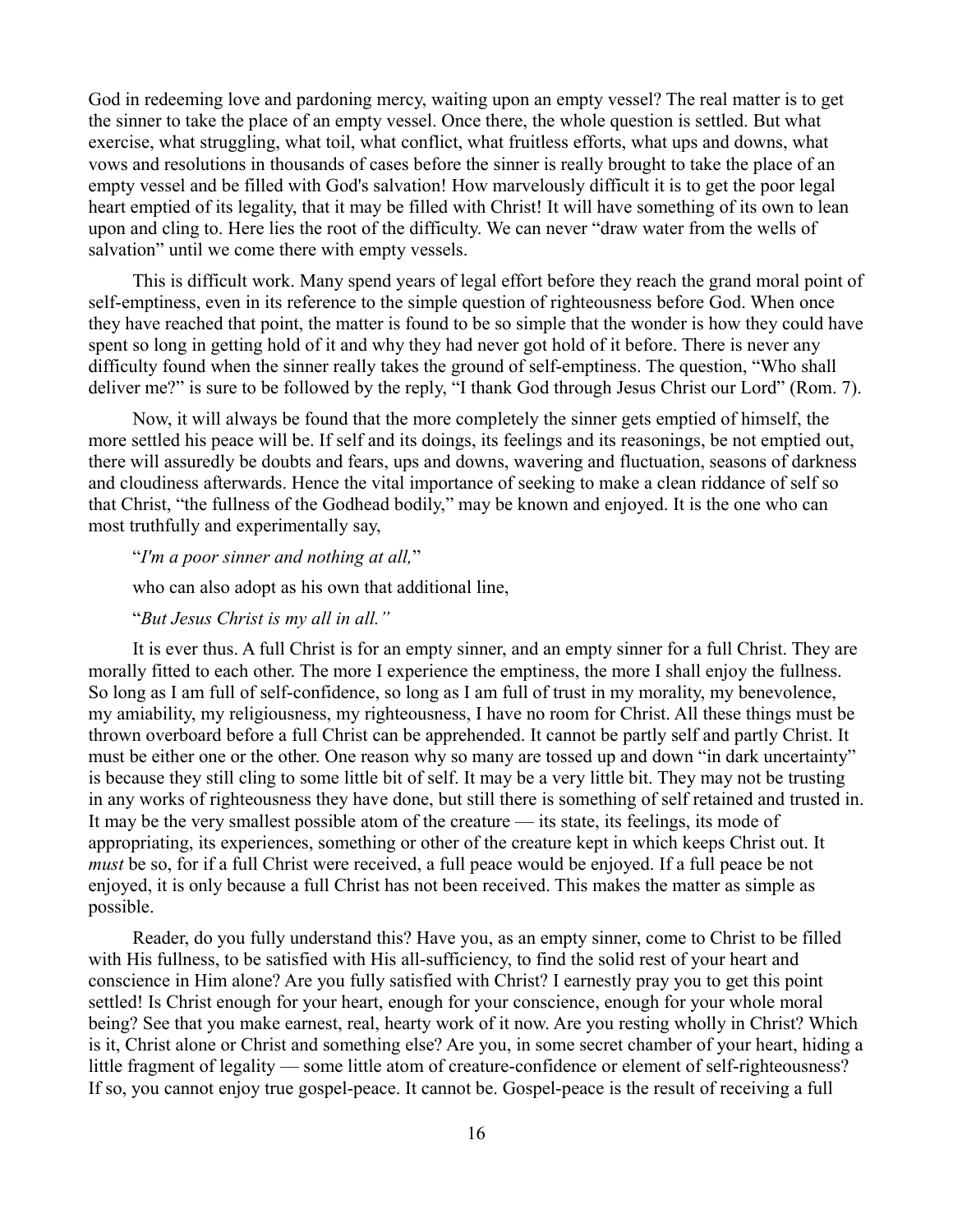God in redeeming love and pardoning mercy, waiting upon an empty vessel? The real matter is to get the sinner to take the place of an empty vessel. Once there, the whole question is settled. But what exercise, what struggling, what toil, what conflict, what fruitless efforts, what ups and downs, what vows and resolutions in thousands of cases before the sinner is really brought to take the place of an empty vessel and be filled with God's salvation! How marvelously difficult it is to get the poor legal heart emptied of its legality, that it may be filled with Christ! It will have something of its own to lean upon and cling to. Here lies the root of the difficulty. We can never "draw water from the wells of salvation" until we come there with empty vessels.

This is difficult work. Many spend years of legal effort before they reach the grand moral point of self-emptiness, even in its reference to the simple question of righteousness before God. When once they have reached that point, the matter is found to be so simple that the wonder is how they could have spent so long in getting hold of it and why they had never got hold of it before. There is never any difficulty found when the sinner really takes the ground of self-emptiness. The question, "Who shall deliver me?" is sure to be followed by the reply, "I thank God through Jesus Christ our Lord" (Rom. 7).

Now, it will always be found that the more completely the sinner gets emptied of himself, the more settled his peace will be. If self and its doings, its feelings and its reasonings, be not emptied out, there will assuredly be doubts and fears, ups and downs, wavering and fluctuation, seasons of darkness and cloudiness afterwards. Hence the vital importance of seeking to make a clean riddance of self so that Christ, "the fullness of the Godhead bodily," may be known and enjoyed. It is the one who can most truthfully and experimentally say,

"*I'm a poor sinner and nothing at all,*"

who can also adopt as his own that additional line,

"*But Jesus Christ is my all in all.*"

It is ever thus. A full Christ is for an empty sinner, and an empty sinner for a full Christ. They are morally fitted to each other. The more I experience the emptiness, the more I shall enjoy the fullness. So long as I am full of self-confidence, so long as I am full of trust in my morality, my benevolence, my amiability, my religiousness, my righteousness, I have no room for Christ. All these things must be thrown overboard before a full Christ can be apprehended. It cannot be partly self and partly Christ. It must be either one or the other. One reason why so many are tossed up and down "in dark uncertainty" is because they still cling to some little bit of self. It may be a very little bit. They may not be trusting in any works of righteousness they have done, but still there is something of self retained and trusted in. It may be the very smallest possible atom of the creature — its state, its feelings, its mode of appropriating, its experiences, something or other of the creature kept in which keeps Christ out. It *must* be so, for if a full Christ were received, a full peace would be enjoyed. If a full peace be not enjoyed, it is only because a full Christ has not been received. This makes the matter as simple as possible.

Reader, do you fully understand this? Have you, as an empty sinner, come to Christ to be filled with His fullness, to be satisfied with His all-sufficiency, to find the solid rest of your heart and conscience in Him alone? Are you fully satisfied with Christ? I earnestly pray you to get this point settled! Is Christ enough for your heart, enough for your conscience, enough for your whole moral being? See that you make earnest, real, hearty work of it now. Are you resting wholly in Christ? Which is it, Christ alone or Christ and something else? Are you, in some secret chamber of your heart, hiding a little fragment of legality — some little atom of creature-confidence or element of self-righteousness? If so, you cannot enjoy true gospel-peace. It cannot be. Gospel-peace is the result of receiving a full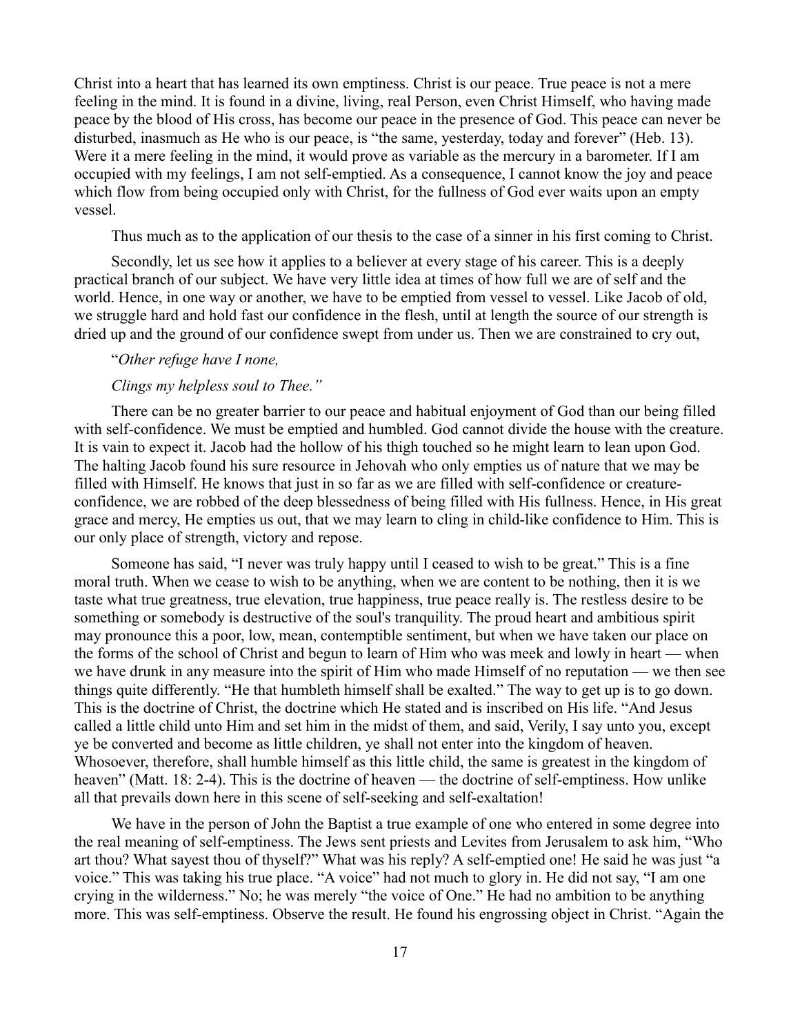Christ into a heart that has learned its own emptiness. Christ is our peace. True peace is not a mere feeling in the mind. It is found in a divine, living, real Person, even Christ Himself, who having made peace by the blood of His cross, has become our peace in the presence of God. This peace can never be disturbed, inasmuch as He who is our peace, is "the same, yesterday, today and forever" (Heb. 13). Were it a mere feeling in the mind, it would prove as variable as the mercury in a barometer. If I am occupied with my feelings, I am not self-emptied. As a consequence, I cannot know the joy and peace which flow from being occupied only with Christ, for the fullness of God ever waits upon an empty vessel.

Thus much as to the application of our thesis to the case of a sinner in his first coming to Christ.

Secondly, let us see how it applies to a believer at every stage of his career. This is a deeply practical branch of our subject. We have very little idea at times of how full we are of self and the world. Hence, in one way or another, we have to be emptied from vessel to vessel. Like Jacob of old, we struggle hard and hold fast our confidence in the flesh, until at length the source of our strength is dried up and the ground of our confidence swept from under us. Then we are constrained to cry out,

"*Other refuge have I none,*

*Clings my helpless soul to Thee."*

There can be no greater barrier to our peace and habitual enjoyment of God than our being filled with self-confidence. We must be emptied and humbled. God cannot divide the house with the creature. It is vain to expect it. Jacob had the hollow of his thigh touched so he might learn to lean upon God. The halting Jacob found his sure resource in Jehovah who only empties us of nature that we may be filled with Himself. He knows that just in so far as we are filled with self-confidence or creature-confidence, we are robbed of the deep blessedness of being filled with His fullness. Hence, in His great grace and mercy, He empties us out, that we may learn to cling in child-like confidence to Him. This is our only place of strength, victory and repose.

Someone has said, "I never was truly happy until I ceased to wish to be great." This is a fine moral truth. When we cease to wish to be anything, when we are content to be nothing, then it is we taste what true greatness, true elevation, true happiness, true peace really is. The restless desire to be something or somebody is destructive of the soul's tranquility. The proud heart and ambitious spirit may pronounce this a poor, low, mean, contemptible sentiment, but when we have taken our place on the forms of the school of Christ and begun to learn of Him who was meek and lowly in heart — when we have drunk in any measure into the spirit of Him who made Himself of no reputation — we then see things quite differently. "He that humbleth himself shall be exalted." The way to get up is to go down. This is the doctrine of Christ, the doctrine which He stated and is inscribed on His life. "And Jesus called a little child unto Him and set him in the midst of them, and said, Verily, I say unto you, except ye be converted and become as little children, ye shall not enter into the kingdom of heaven. Whosoever, therefore, shall humble himself as this little child, the same is greatest in the kingdom of heaven" (Matt. 18: 2-4). This is the doctrine of heaven — the doctrine of self-emptiness. How unlike all that prevails down here in this scene of self-seeking and self-exaltation!

We have in the person of John the Baptist a true example of one who entered in some degree into the real meaning of self-emptiness. The Jews sent priests and Levites from Jerusalem to ask him, "Who art thou? What sayest thou of thyself?" What was his reply? A self-emptied one! He said he was just "a voice." This was taking his true place. "A voice" had not much to glory in. He did not say, "I am one crying in the wilderness." No; he was merely "the voice of One." He had no ambition to be anything more. This was self-emptiness. Observe the result. He found his engrossing object in Christ. "Again the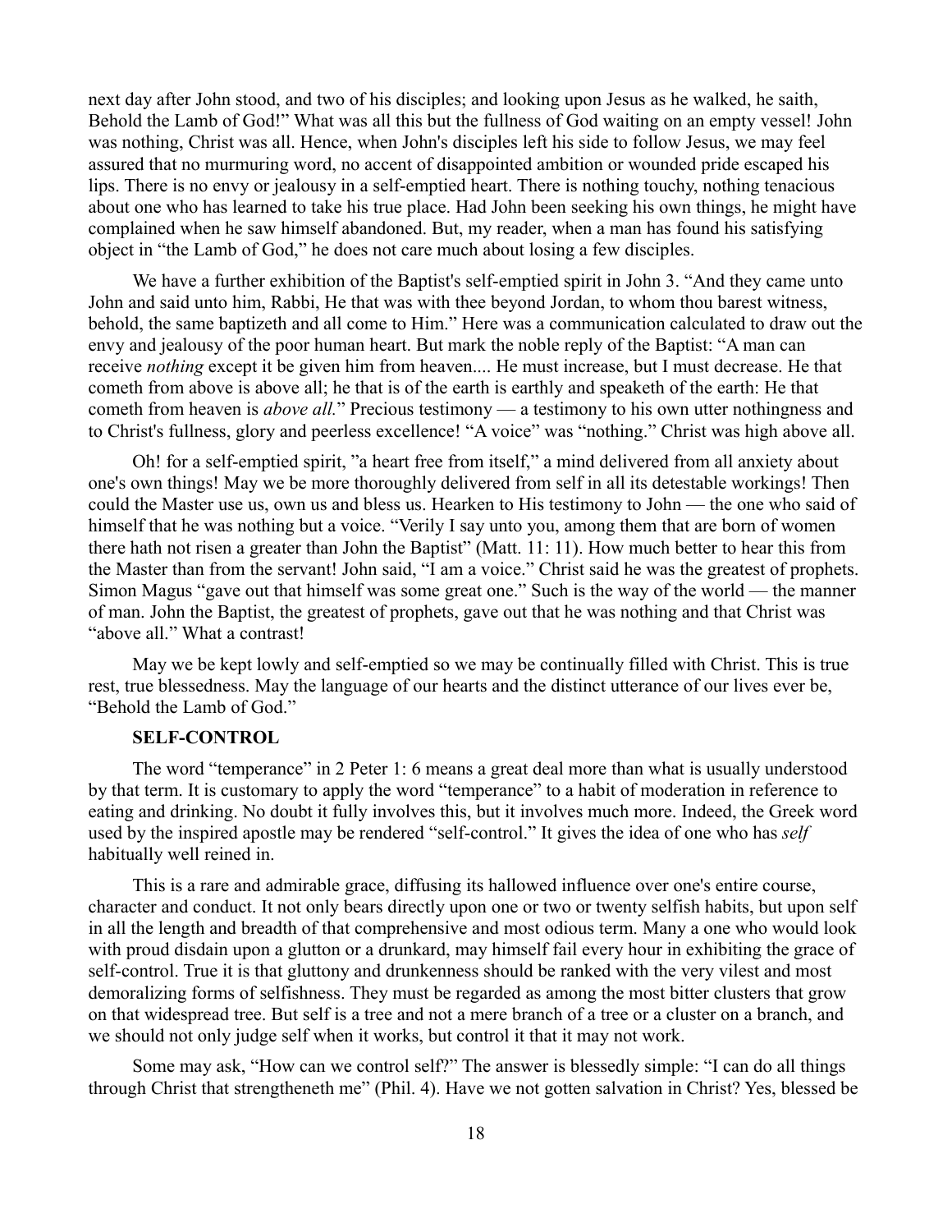next day after John stood, and two of his disciples; and looking upon Jesus as he walked, he saith, Behold the Lamb of God!" What was all this but the fullness of God waiting on an empty vessel! John was nothing, Christ was all. Hence, when John's disciples left his side to follow Jesus, we may feel assured that no murmuring word, no accent of disappointed ambition or wounded pride escaped his lips. There is no envy or jealousy in a self-emptied heart. There is nothing touchy, nothing tenacious about one who has learned to take his true place. Had John been seeking his own things, he might have complained when he saw himself abandoned. But, my reader, when a man has found his satisfying object in "the Lamb of God," he does not care much about losing a few disciples.

We have a further exhibition of the Baptist's self-emptied spirit in John 3. "And they came unto John and said unto him, Rabbi, He that was with thee beyond Jordan, to whom thou barest witness, behold, the same baptizeth and all come to Him." Here was a communication calculated to draw out the envy and jealousy of the poor human heart. But mark the noble reply of the Baptist: "A man can receive *nothing* except it be given him from heaven.... He must increase, but I must decrease. He that cometh from above is above all; he that is of the earth is earthly and speaketh of the earth: He that cometh from heaven is *above all.*" Precious testimony — a testimony to his own utter nothingness and to Christ's fullness, glory and peerless excellence! "A voice" was "nothing." Christ was high above all.

Oh! for a self-emptied spirit, "a heart free from itself," a mind delivered from all anxiety about one's own things! May we be more thoroughly delivered from self in all its detestable workings! Then could the Master use us, own us and bless us. Hearken to His testimony to John — the one who said of himself that he was nothing but a voice. "Verily I say unto you, among them that are born of women there hath not risen a greater than John the Baptist" (Matt. 11: 11). How much better to hear this from the Master than from the servant! John said, "I am a voice." Christ said he was the greatest of prophets. Simon Magus "gave out that himself was some great one." Such is the way of the world — the manner of man. John the Baptist, the greatest of prophets, gave out that he was nothing and that Christ was "above all." What a contrast!

May we be kept lowly and self-emptied so we may be continually filled with Christ. This is true rest, true blessedness. May the language of our hearts and the distinct utterance of our lives ever be, "Behold the Lamb of God."

### SELF-CONTROL

The word "temperance" in 2 Peter 1: 6 means a great deal more than what is usually understood by that term. It is customary to apply the word "temperance" to a habit of moderation in reference to eating and drinking. No doubt it fully involves this, but it involves much more. Indeed, the Greek word used by the inspired apostle may be rendered "self-control." It gives the idea of one who has *self* habitually well reined in.

This is a rare and admirable grace, diffusing its hallowed influence over one's entire course, character and conduct. It not only bears directly upon one or two or twenty selfish habits, but upon self in all the length and breadth of that comprehensive and most odious term. Many a one who would look with proud disdain upon a glutton or a drunkard, may himself fail every hour in exhibiting the grace of self-control. True it is that gluttony and drunkenness should be ranked with the very vilest and most demoralizing forms of selfishness. They must be regarded as among the most bitter clusters that grow on that widespread tree. But self is a tree and not a mere branch of a tree or a cluster on a branch, and we should not only judge self when it works, but control it that it may not work.

Some may ask, "How can we control self?" The answer is blessedly simple: "I can do all things through Christ that strengtheneth me" (Phil. 4). Have we not gotten salvation in Christ? Yes, blessed be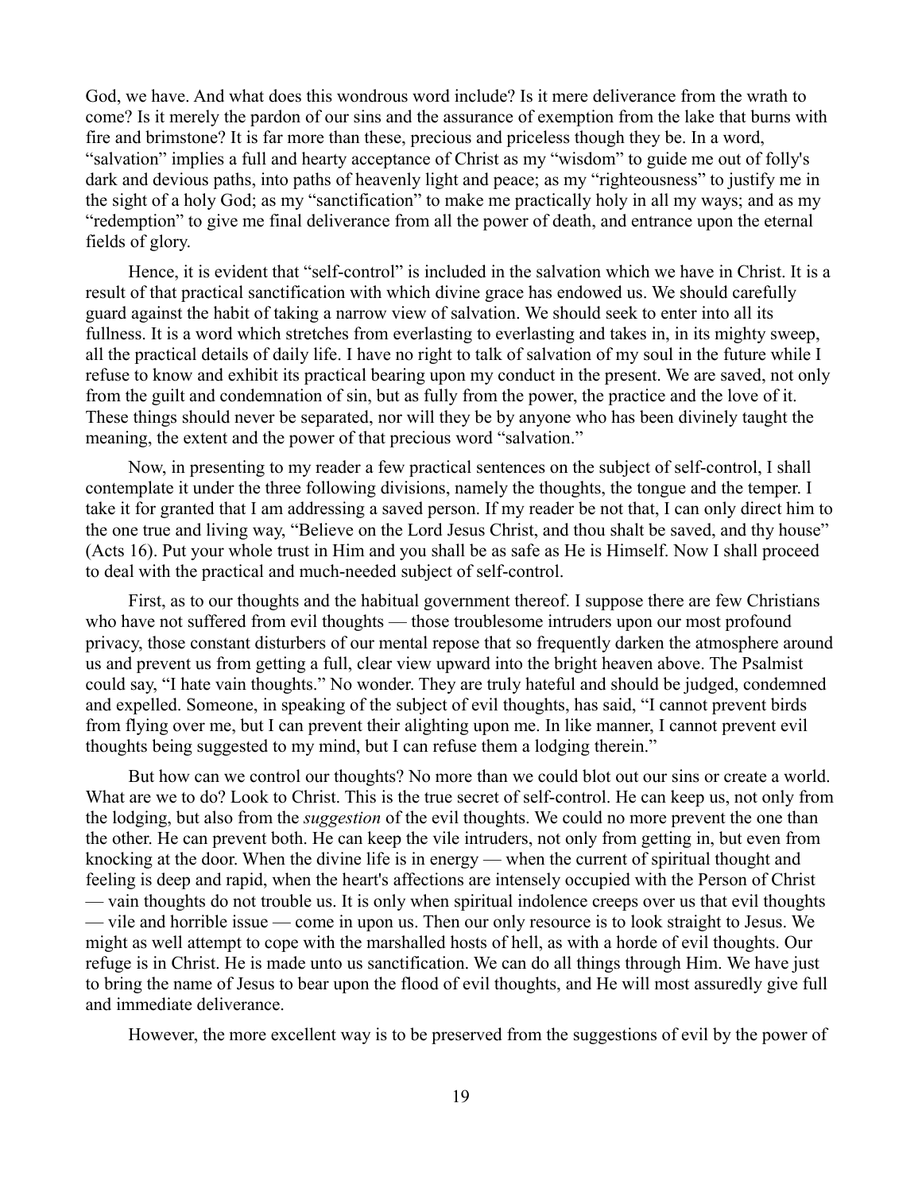God, we have. And what does this wondrous word include? Is it mere deliverance from the wrath to come? Is it merely the pardon of our sins and the assurance of exemption from the lake that burns with fire and brimstone? It is far more than these, precious and priceless though they be. In a word, "salvation" implies a full and hearty acceptance of Christ as my "wisdom" to guide me out of folly's dark and devious paths, into paths of heavenly light and peace; as my "righteousness" to justify me in the sight of a holy God; as my "sanctification" to make me practically holy in all my ways; and as my "redemption" to give me final deliverance from all the power of death, and entrance upon the eternal fields of glory.

Hence, it is evident that "self-control" is included in the salvation which we have in Christ. It is a result of that practical sanctification with which divine grace has endowed us. We should carefully guard against the habit of taking a narrow view of salvation. We should seek to enter into all its fullness. It is a word which stretches from everlasting to everlasting and takes in, in its mighty sweep, all the practical details of daily life. I have no right to talk of salvation of my soul in the future while I refuse to know and exhibit its practical bearing upon my conduct in the present. We are saved, not only from the guilt and condemnation of sin, but as fully from the power, the practice and the love of it. These things should never be separated, nor will they be by anyone who has been divinely taught the meaning, the extent and the power of that precious word "salvation."

Now, in presenting to my reader a few practical sentences on the subject of self-control, I shall contemplate it under the three following divisions, namely the thoughts, the tongue and the temper. I take it for granted that I am addressing a saved person. If my reader be not that, I can only direct him to the one true and living way, "Believe on the Lord Jesus Christ, and thou shalt be saved, and thy house" (Acts 16). Put your whole trust in Him and you shall be as safe as He is Himself. Now I shall proceed to deal with the practical and much-needed subject of self-control.

First, as to our thoughts and the habitual government thereof. I suppose there are few Christians who have not suffered from evil thoughts — those troublesome intruders upon our most profound privacy, those constant disturbers of our mental repose that so frequently darken the atmosphere around us and prevent us from getting a full, clear view upward into the bright heaven above. The Psalmist could say, "I hate vain thoughts." No wonder. They are truly hateful and should be judged, condemned and expelled. Someone, in speaking of the subject of evil thoughts, has said, "I cannot prevent birds from flying over me, but I can prevent their alighting upon me. In like manner, I cannot prevent evil thoughts being suggested to my mind, but I can refuse them a lodging therein."

But how can we control our thoughts? No more than we could blot out our sins or create a world. What are we to do? Look to Christ. This is the true secret of self-control. He can keep us, not only from the lodging, but also from the *suggestion* of the evil thoughts. We could no more prevent the one than the other. He can prevent both. He can keep the vile intruders, not only from getting in, but even from knocking at the door. When the divine life is in energy — when the current of spiritual thought and feeling is deep and rapid, when the heart's affections are intensely occupied with the Person of Christ — vain thoughts do not trouble us. It is only when spiritual indolence creeps over us that evil thoughts — vile and horrible issue — come in upon us. Then our only resource is to look straight to Jesus. We might as well attempt to cope with the marshalled hosts of hell, as with a horde of evil thoughts. Our refuge is in Christ. He is made unto us sanctification. We can do all things through Him. We have just to bring the name of Jesus to bear upon the flood of evil thoughts, and He will most assuredly give full and immediate deliverance.

However, the more excellent way is to be preserved from the suggestions of evil by the power of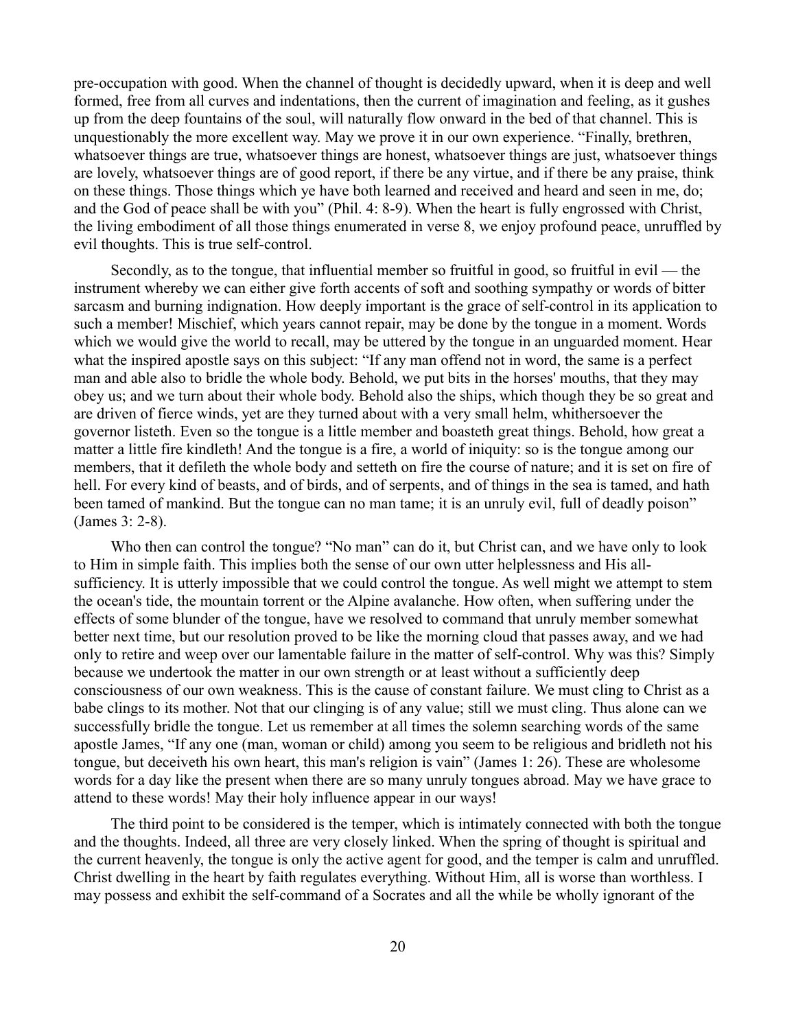pre-occupation with good. When the channel of thought is decidedly upward, when it is deep and well formed, free from all curves and indentations, then the current of imagination and feeling, as it gushes up from the deep fountains of the soul, will naturally flow onward in the bed of that channel. This is unquestionably the more excellent way. May we prove it in our own experience. "Finally, brethren, whatsoever things are true, whatsoever things are honest, whatsoever things are just, whatsoever things are lovely, whatsoever things are of good report, if there be any virtue, and if there be any praise, think on these things. Those things which ye have both learned and received and heard and seen in me, do; and the God of peace shall be with you" (Phil. 4: 8-9). When the heart is fully engrossed with Christ, the living embodiment of all those things enumerated in verse 8, we enjoy profound peace, unruffled by evil thoughts. This is true self-control.

Secondly, as to the tongue, that influential member so fruitful in good, so fruitful in evil — the instrument whereby we can either give forth accents of soft and soothing sympathy or words of bitter sarcasm and burning indignation. How deeply important is the grace of self-control in its application to such a member! Mischief, which years cannot repair, may be done by the tongue in a moment. Words which we would give the world to recall, may be uttered by the tongue in an unguarded moment. Hear what the inspired apostle says on this subject: "If any man offend not in word, the same is a perfect man and able also to bridle the whole body. Behold, we put bits in the horses' mouths, that they may obey us; and we turn about their whole body. Behold also the ships, which though they be so great and are driven of fierce winds, yet are they turned about with a very small helm, whithersoever the governor listeth. Even so the tongue is a little member and boasteth great things. Behold, how great a matter a little fire kindleth! And the tongue is a fire, a world of iniquity: so is the tongue among our members, that it defileth the whole body and setteth on fire the course of nature; and it is set on fire of hell. For every kind of beasts, and of birds, and of serpents, and of things in the sea is tamed, and hath been tamed of mankind. But the tongue can no man tame; it is an unruly evil, full of deadly poison" (James 3: 2-8).

Who then can control the tongue? "No man" can do it, but Christ can, and we have only to look to Him in simple faith. This implies both the sense of our own utter helplessness and His all-sufficiency. It is utterly impossible that we could control the tongue. As well might we attempt to stem the ocean's tide, the mountain torrent or the Alpine avalanche. How often, when suffering under the effects of some blunder of the tongue, have we resolved to command that unruly member somewhat better next time, but our resolution proved to be like the morning cloud that passes away, and we had only to retire and weep over our lamentable failure in the matter of self-control. Why was this? Simply because we undertook the matter in our own strength or at least without a sufficiently deep consciousness of our own weakness. This is the cause of constant failure. We must cling to Christ as a babe clings to its mother. Not that our clinging is of any value; still we must cling. Thus alone can we successfully bridle the tongue. Let us remember at all times the solemn searching words of the same apostle James, "If any one (man, woman or child) among you seem to be religious and bridleth not his tongue, but deceiveth his own heart, this man's religion is vain" (James 1: 26). These are wholesome words for a day like the present when there are so many unruly tongues abroad. May we have grace to attend to these words! May their holy influence appear in our ways!

The third point to be considered is the temper, which is intimately connected with both the tongue and the thoughts. Indeed, all three are very closely linked. When the spring of thought is spiritual and the current heavenly, the tongue is only the active agent for good, and the temper is calm and unruffled. Christ dwelling in the heart by faith regulates everything. Without Him, all is worse than worthless. I may possess and exhibit the self-command of a Socrates and all the while be wholly ignorant of the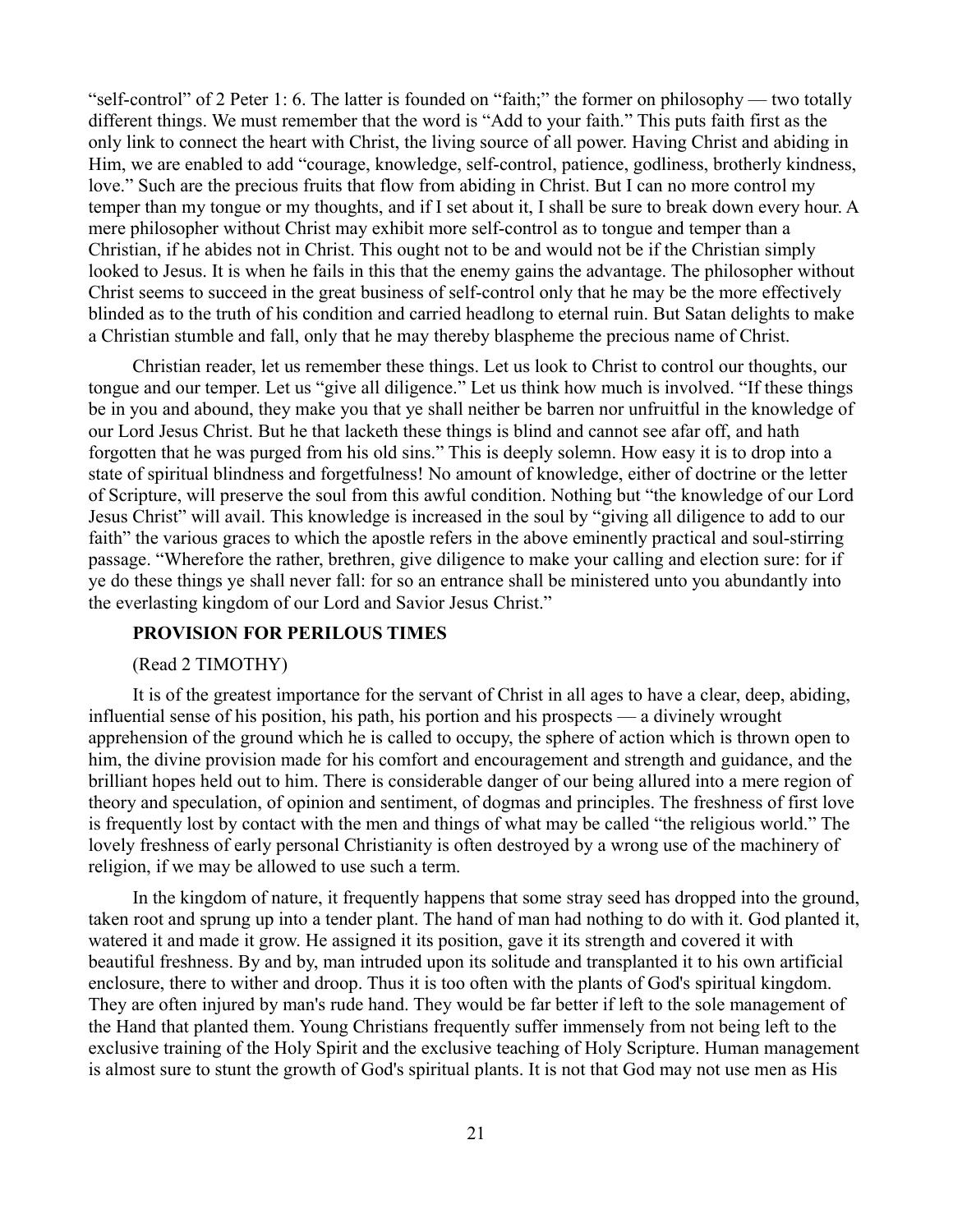"self-control" of 2 Peter 1: 6. The latter is founded on "faith;" the former on philosophy — two totally different things. We must remember that the word is "Add to your faith." This puts faith first as the only link to connect the heart with Christ, the living source of all power. Having Christ and abiding in Him, we are enabled to add "courage, knowledge, self-control, patience, godliness, brotherly kindness, love." Such are the precious fruits that flow from abiding in Christ. But I can no more control my temper than my tongue or my thoughts, and if I set about it, I shall be sure to break down every hour. A mere philosopher without Christ may exhibit more self-control as to tongue and temper than a Christian, if he abides not in Christ. This ought not to be and would not be if the Christian simply looked to Jesus. It is when he fails in this that the enemy gains the advantage. The philosopher without Christ seems to succeed in the great business of self-control only that he may be the more effectively blinded as to the truth of his condition and carried headlong to eternal ruin. But Satan delights to make a Christian stumble and fall, only that he may thereby blaspheme the precious name of Christ.

Christian reader, let us remember these things. Let us look to Christ to control our thoughts, our tongue and our temper. Let us "give all diligence." Let us think how much is involved. "If these things be in you and abound, they make you that ye shall neither be barren nor unfruitful in the knowledge of our Lord Jesus Christ. But he that lacketh these things is blind and cannot see afar off, and hath forgotten that he was purged from his old sins." This is deeply solemn. How easy it is to drop into a state of spiritual blindness and forgetfulness! No amount of knowledge, either of doctrine or the letter of Scripture, will preserve the soul from this awful condition. Nothing but "the knowledge of our Lord Jesus Christ" will avail. This knowledge is increased in the soul by "giving all diligence to add to our faith" the various graces to which the apostle refers in the above eminently practical and soul-stirring passage. "Wherefore the rather, brethren, give diligence to make your calling and election sure: for if ye do these things ye shall never fall: for so an entrance shall be ministered unto you abundantly into the everlasting kingdom of our Lord and Savior Jesus Christ."

## PROVISION FOR PERILOUS TIMES

(Read 2 TIMOTHY)

It is of the greatest importance for the servant of Christ in all ages to have a clear, deep, abiding, influential sense of his position, his path, his portion and his prospects — a divinely wrought apprehension of the ground which he is called to occupy, the sphere of action which is thrown open to him, the divine provision made for his comfort and encouragement and strength and guidance, and the brilliant hopes held out to him. There is considerable danger of our being allured into a mere region of theory and speculation, of opinion and sentiment, of dogmas and principles. The freshness of first love is frequently lost by contact with the men and things of what may be called "the religious world." The lovely freshness of early personal Christianity is often destroyed by a wrong use of the machinery of religion, if we may be allowed to use such a term.

In the kingdom of nature, it frequently happens that some stray seed has dropped into the ground, taken root and sprung up into a tender plant. The hand of man had nothing to do with it. God planted it, watered it and made it grow. He assigned it its position, gave it its strength and covered it with beautiful freshness. By and by, man intruded upon its solitude and transplanted it to his own artificial enclosure, there to wither and droop. Thus it is too often with the plants of God's spiritual kingdom. They are often injured by man's rude hand. They would be far better if left to the sole management of the Hand that planted them. Young Christians frequently suffer immensely from not being left to the exclusive training of the Holy Spirit and the exclusive teaching of Holy Scripture. Human management is almost sure to stunt the growth of God's spiritual plants. It is not that God may not use men as His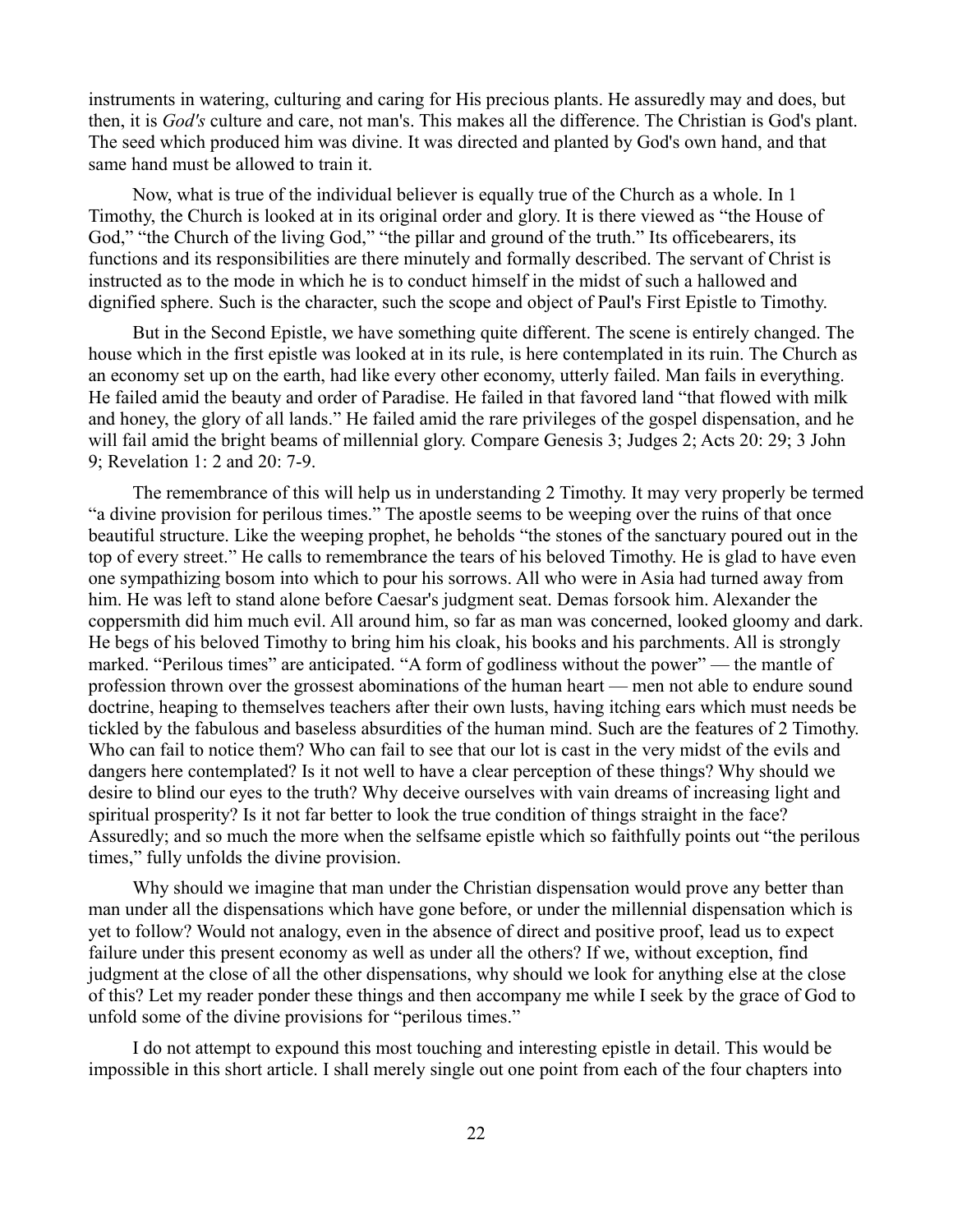instruments in watering, culturing and caring for His precious plants. He assuredly may and does, but then, it is *God's* culture and care, not man's. This makes all the difference. The Christian is God's plant. The seed which produced him was divine. It was directed and planted by God's own hand, and that same hand must be allowed to train it.

Now, what is true of the individual believer is equally true of the Church as a whole. In 1 Timothy, the Church is looked at in its original order and glory. It is there viewed as "the House of God," "the Church of the living God," "the pillar and ground of the truth." Its officebearers, its functions and its responsibilities are there minutely and formally described. The servant of Christ is instructed as to the mode in which he is to conduct himself in the midst of such a hallowed and dignified sphere. Such is the character, such the scope and object of Paul's First Epistle to Timothy.

But in the Second Epistle, we have something quite different. The scene is entirely changed. The house which in the first epistle was looked at in its rule, is here contemplated in its ruin. The Church as an economy set up on the earth, had like every other economy, utterly failed. Man fails in everything. He failed amid the beauty and order of Paradise. He failed in that favored land "that flowed with milk and honey, the glory of all lands." He failed amid the rare privileges of the gospel dispensation, and he will fail amid the bright beams of millennial glory. Compare Genesis 3; Judges 2; Acts 20: 29; 3 John 9; Revelation 1: 2 and 20: 7-9.

The remembrance of this will help us in understanding 2 Timothy. It may very properly be termed "a divine provision for perilous times." The apostle seems to be weeping over the ruins of that once beautiful structure. Like the weeping prophet, he beholds "the stones of the sanctuary poured out in the top of every street." He calls to remembrance the tears of his beloved Timothy. He is glad to have even one sympathizing bosom into which to pour his sorrows. All who were in Asia had turned away from him. He was left to stand alone before Caesar's judgment seat. Demas forsook him. Alexander the coppersmith did him much evil. All around him, so far as man was concerned, looked gloomy and dark. He begs of his beloved Timothy to bring him his cloak, his books and his parchments. All is strongly marked. "Perilous times" are anticipated. "A form of godliness without the power" — the mantle of profession thrown over the grossest abominations of the human heart — men not able to endure sound doctrine, heaping to themselves teachers after their own lusts, having itching ears which must needs be tickled by the fabulous and baseless absurdities of the human mind. Such are the features of 2 Timothy. Who can fail to notice them? Who can fail to see that our lot is cast in the very midst of the evils and dangers here contemplated? Is it not well to have a clear perception of these things? Why should we desire to blind our eyes to the truth? Why deceive ourselves with vain dreams of increasing light and spiritual prosperity? Is it not far better to look the true condition of things straight in the face? Assuredly; and so much the more when the selfsame epistle which so faithfully points out "the perilous times," fully unfolds the divine provision.

Why should we imagine that man under the Christian dispensation would prove any better than man under all the dispensations which have gone before, or under the millennial dispensation which is yet to follow? Would not analogy, even in the absence of direct and positive proof, lead us to expect failure under this present economy as well as under all the others? If we, without exception, find judgment at the close of all the other dispensations, why should we look for anything else at the close of this? Let my reader ponder these things and then accompany me while I seek by the grace of God to unfold some of the divine provisions for "perilous times."

I do not attempt to expound this most touching and interesting epistle in detail. This would be impossible in this short article. I shall merely single out one point from each of the four chapters into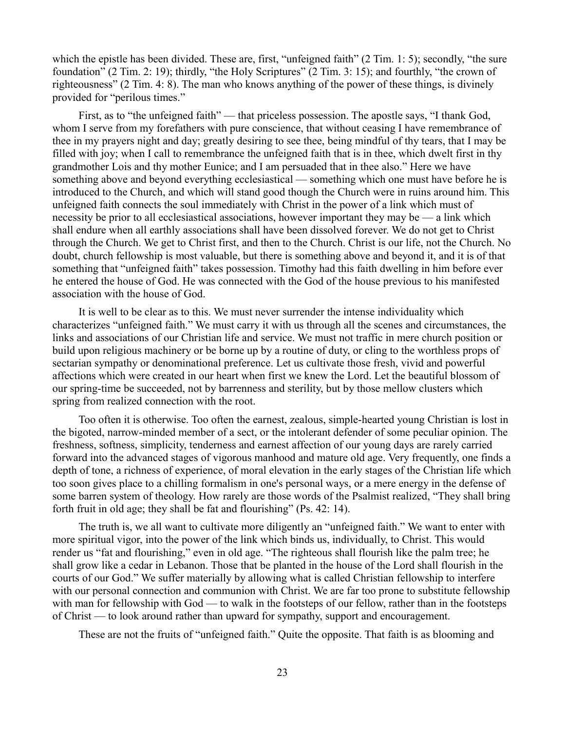which the epistle has been divided. These are, first, "unfeigned faith" (2 Tim. 1: 5); secondly, "the sure foundation" (2 Tim. 2: 19); thirdly, "the Holy Scriptures" (2 Tim. 3: 15); and fourthly, "the crown of righteousness" (2 Tim. 4: 8). The man who knows anything of the power of these things, is divinely provided for "perilous times."

First, as to "the unfeigned faith" — that priceless possession. The apostle says, "I thank God, whom I serve from my forefathers with pure conscience, that without ceasing I have remembrance of thee in my prayers night and day; greatly desiring to see thee, being mindful of thy tears, that I may be filled with joy; when I call to remembrance the unfeigned faith that is in thee, which dwelt first in thy grandmother Lois and thy mother Eunice; and I am persuaded that in thee also." Here we have something above and beyond everything ecclesiastical — something which one must have before he is introduced to the Church, and which will stand good though the Church were in ruins around him. This unfeigned faith connects the soul immediately with Christ in the power of a link which must of necessity be prior to all ecclesiastical associations, however important they may be — a link which shall endure when all earthly associations shall have been dissolved forever. We do not get to Christ through the Church. We get to Christ first, and then to the Church. Christ is our life, not the Church. No doubt, church fellowship is most valuable, but there is something above and beyond it, and it is of that something that "unfeigned faith" takes possession. Timothy had this faith dwelling in him before ever he entered the house of God. He was connected with the God of the house previous to his manifested association with the house of God.

It is well to be clear as to this. We must never surrender the intense individuality which characterizes "unfeigned faith." We must carry it with us through all the scenes and circumstances, the links and associations of our Christian life and service. We must not traffic in mere church position or build upon religious machinery or be borne up by a routine of duty, or cling to the worthless props of sectarian sympathy or denominational preference. Let us cultivate those fresh, vivid and powerful affections which were created in our heart when first we knew the Lord. Let the beautiful blossom of our spring-time be succeeded, not by barrenness and sterility, but by those mellow clusters which spring from realized connection with the root.

Too often it is otherwise. Too often the earnest, zealous, simple-hearted young Christian is lost in the bigoted, narrow-minded member of a sect, or the intolerant defender of some peculiar opinion. The freshness, softness, simplicity, tenderness and earnest affection of our young days are rarely carried forward into the advanced stages of vigorous manhood and mature old age. Very frequently, one finds a depth of tone, a richness of experience, of moral elevation in the early stages of the Christian life which too soon gives place to a chilling formalism in one's personal ways, or a mere energy in the defense of some barren system of theology. How rarely are those words of the Psalmist realized, "They shall bring forth fruit in old age; they shall be fat and flourishing" (Ps. 42: 14).

The truth is, we all want to cultivate more diligently an "unfeigned faith." We want to enter with more spiritual vigor, into the power of the link which binds us, individually, to Christ. This would render us "fat and flourishing," even in old age. "The righteous shall flourish like the palm tree; he shall grow like a cedar in Lebanon. Those that be planted in the house of the Lord shall flourish in the courts of our God." We suffer materially by allowing what is called Christian fellowship to interfere with our personal connection and communion with Christ. We are far too prone to substitute fellowship with man for fellowship with God — to walk in the footsteps of our fellow, rather than in the footsteps of Christ — to look around rather than upward for sympathy, support and encouragement.

These are not the fruits of "unfeigned faith." Quite the opposite. That faith is as blooming and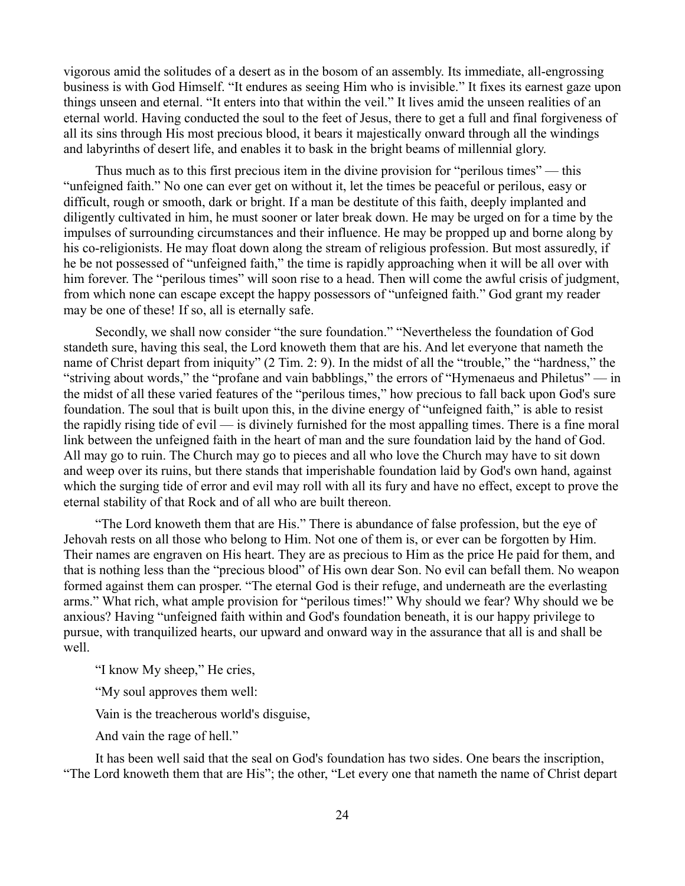vigorous amid the solitudes of a desert as in the bosom of an assembly. Its immediate, all-engrossing business is with God Himself. "It endures as seeing Him who is invisible." It fixes its earnest gaze upon things unseen and eternal. "It enters into that within the veil." It lives amid the unseen realities of an eternal world. Having conducted the soul to the feet of Jesus, there to get a full and final forgiveness of all its sins through His most precious blood, it bears it majestically onward through all the windings and labyrinths of desert life, and enables it to bask in the bright beams of millennial glory.

Thus much as to this first precious item in the divine provision for "perilous times" — this "unfeigned faith." No one can ever get on without it, let the times be peaceful or perilous, easy or difficult, rough or smooth, dark or bright. If a man be destitute of this faith, deeply implanted and diligently cultivated in him, he must sooner or later break down. He may be urged on for a time by the impulses of surrounding circumstances and their influence. He may be propped up and borne along by his co-religionists. He may float down along the stream of religious profession. But most assuredly, if he be not possessed of "unfeigned faith," the time is rapidly approaching when it will be all over with him forever. The "perilous times" will soon rise to a head. Then will come the awful crisis of judgment, from which none can escape except the happy possessors of "unfeigned faith." God grant my reader may be one of these! If so, all is eternally safe.

Secondly, we shall now consider "the sure foundation." "Nevertheless the foundation of God standeth sure, having this seal, the Lord knoweth them that are his. And let everyone that nameth the name of Christ depart from iniquity" (2 Tim. 2: 9). In the midst of all the "trouble," the "hardness," the "striving about words," the "profane and vain babblings," the errors of "Hymenaeus and Philetus" — in the midst of all these varied features of the "perilous times," how precious to fall back upon God's sure foundation. The soul that is built upon this, in the divine energy of "unfeigned faith," is able to resist the rapidly rising tide of evil — is divinely furnished for the most appalling times. There is a fine moral link between the unfeigned faith in the heart of man and the sure foundation laid by the hand of God. All may go to ruin. The Church may go to pieces and all who love the Church may have to sit down and weep over its ruins, but there stands that imperishable foundation laid by God's own hand, against which the surging tide of error and evil may roll with all its fury and have no effect, except to prove the eternal stability of that Rock and of all who are built thereon.

"The Lord knoweth them that are His." There is abundance of false profession, but the eye of Jehovah rests on all those who belong to Him. Not one of them is, or ever can be forgotten by Him. Their names are engraven on His heart. They are as precious to Him as the price He paid for them, and that is nothing less than the "precious blood" of His own dear Son. No evil can befall them. No weapon formed against them can prosper. "The eternal God is their refuge, and underneath are the everlasting arms." What rich, what ample provision for "perilous times!" Why should we fear? Why should we be anxious? Having "unfeigned faith within and God's foundation beneath, it is our happy privilege to pursue, with tranquilized hearts, our upward and onward way in the assurance that all is and shall be well.

"I know My sheep," He cries,

"My soul approves them well:

Vain is the treacherous world's disguise,

And vain the rage of hell."

It has been well said that the seal on God's foundation has two sides. One bears the inscription, "The Lord knoweth them that are His"; the other, "Let every one that nameth the name of Christ depart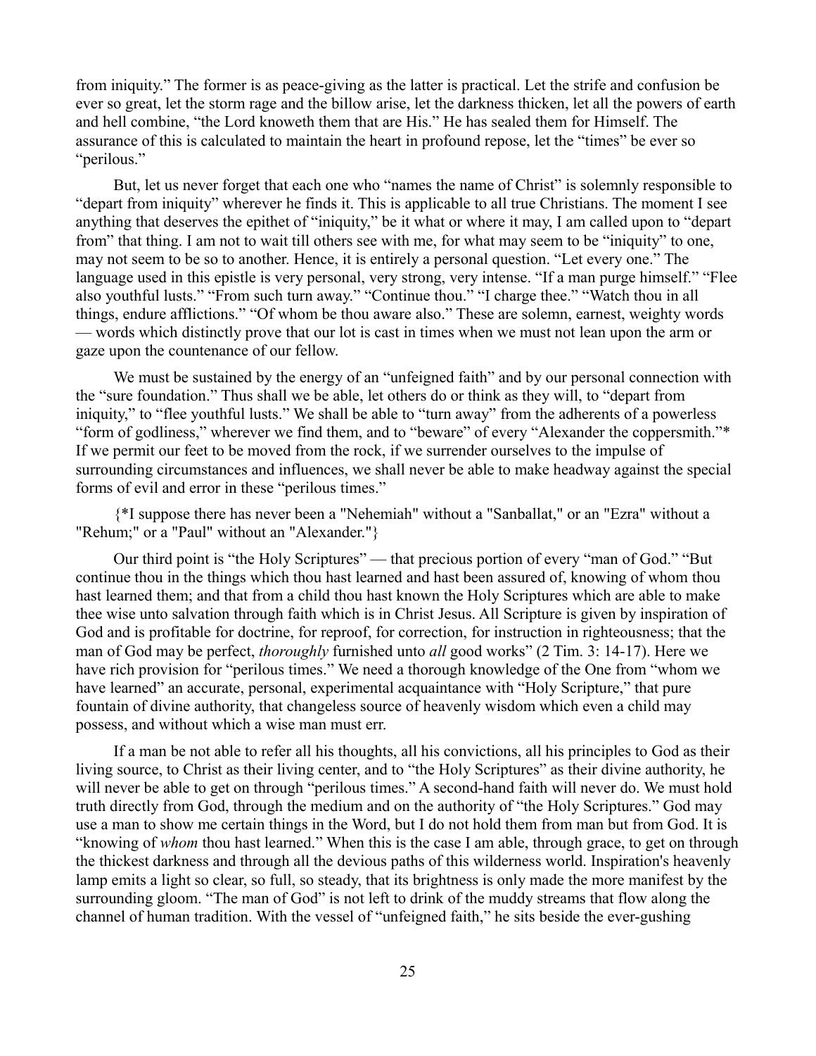from iniquity." The former is as peace-giving as the latter is practical. Let the strife and confusion be ever so great, let the storm rage and the billow arise, let the darkness thicken, let all the powers of earth and hell combine, "the Lord knoweth them that are His." He has sealed them for Himself. The assurance of this is calculated to maintain the heart in profound repose, let the "times" be ever so "perilous."

But, let us never forget that each one who "names the name of Christ" is solemnly responsible to "depart from iniquity" wherever he finds it. This is applicable to all true Christians. The moment I see anything that deserves the epithet of "iniquity," be it what or where it may, I am called upon to "depart from" that thing. I am not to wait till others see with me, for what may seem to be "iniquity" to one, may not seem to be so to another. Hence, it is entirely a personal question. "Let every one." The language used in this epistle is very personal, very strong, very intense. "If a man purge himself." "Flee also youthful lusts." "From such turn away." "Continue thou." "I charge thee." "Watch thou in all things, endure afflictions." "Of whom be thou aware also." These are solemn, earnest, weighty words — words which distinctly prove that our lot is cast in times when we must not lean upon the arm or gaze upon the countenance of our fellow.

We must be sustained by the energy of an "unfeigned faith" and by our personal connection with the "sure foundation." Thus shall we be able, let others do or think as they will, to "depart from iniquity," to "flee youthful lusts." We shall be able to "turn away" from the adherents of a powerless "form of godliness," wherever we find them, and to "beware" of every "Alexander the coppersmith."* If we permit our feet to be moved from the rock, if we surrender ourselves to the impulse of surrounding circumstances and influences, we shall never be able to make headway against the special forms of evil and error in these "perilous times."

{*I suppose there has never been a "Nehemiah" without a "Sanballat," or an "Ezra" without a "Rehum;" or a "Paul" without an "Alexander."}

Our third point is "the Holy Scriptures" — that precious portion of every "man of God." "But continue thou in the things which thou hast learned and hast been assured of, knowing of whom thou hast learned them; and that from a child thou hast known the Holy Scriptures which are able to make thee wise unto salvation through faith which is in Christ Jesus. All Scripture is given by inspiration of God and is profitable for doctrine, for reproof, for correction, for instruction in righteousness; that the man of God may be perfect, *thoroughly* furnished unto *all* good works" (2 Tim. 3: 14-17). Here we have rich provision for "perilous times." We need a thorough knowledge of the One from "whom we have learned" an accurate, personal, experimental acquaintance with "Holy Scripture," that pure fountain of divine authority, that changeless source of heavenly wisdom which even a child may possess, and without which a wise man must err.

If a man be not able to refer all his thoughts, all his convictions, all his principles to God as their living source, to Christ as their living center, and to "the Holy Scriptures" as their divine authority, he will never be able to get on through "perilous times." A second-hand faith will never do. We must hold truth directly from God, through the medium and on the authority of "the Holy Scriptures." God may use a man to show me certain things in the Word, but I do not hold them from man but from God. It is "knowing of *whom* thou hast learned." When this is the case I am able, through grace, to get on through the thickest darkness and through all the devious paths of this wilderness world. Inspiration's heavenly lamp emits a light so clear, so full, so steady, that its brightness is only made the more manifest by the surrounding gloom. "The man of God" is not left to drink of the muddy streams that flow along the channel of human tradition. With the vessel of "unfeigned faith," he sits beside the ever-gushing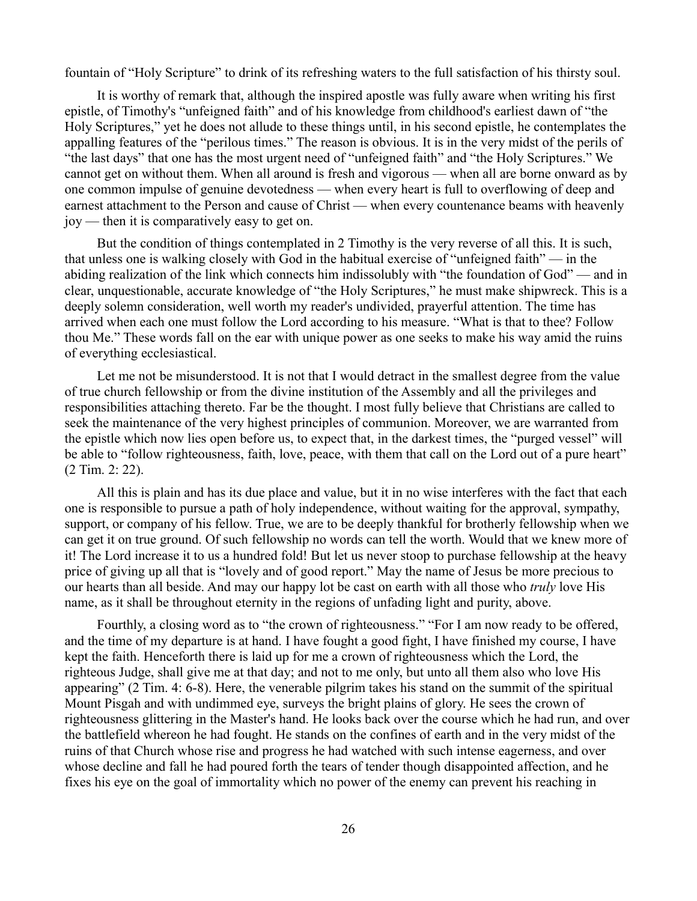fountain of "Holy Scripture" to drink of its refreshing waters to the full satisfaction of his thirsty soul.

It is worthy of remark that, although the inspired apostle was fully aware when writing his first epistle, of Timothy's "unfeigned faith" and of his knowledge from childhood's earliest dawn of "the Holy Scriptures," yet he does not allude to these things until, in his second epistle, he contemplates the appalling features of the "perilous times." The reason is obvious. It is in the very midst of the perils of "the last days" that one has the most urgent need of "unfeigned faith" and "the Holy Scriptures." We cannot get on without them. When all around is fresh and vigorous — when all are borne onward as by one common impulse of genuine devotedness — when every heart is full to overflowing of deep and earnest attachment to the Person and cause of Christ — when every countenance beams with heavenly joy — then it is comparatively easy to get on.

But the condition of things contemplated in 2 Timothy is the very reverse of all this. It is such, that unless one is walking closely with God in the habitual exercise of "unfeigned faith" — in the abiding realization of the link which connects him indissolubly with "the foundation of God" — and in clear, unquestionable, accurate knowledge of "the Holy Scriptures," he must make shipwreck. This is a deeply solemn consideration, well worth my reader's undivided, prayerful attention. The time has arrived when each one must follow the Lord according to his measure. "What is that to thee? Follow thou Me." These words fall on the ear with unique power as one seeks to make his way amid the ruins of everything ecclesiastical.

Let me not be misunderstood. It is not that I would detract in the smallest degree from the value of true church fellowship or from the divine institution of the Assembly and all the privileges and responsibilities attaching thereto. Far be the thought. I most fully believe that Christians are called to seek the maintenance of the very highest principles of communion. Moreover, we are warranted from the epistle which now lies open before us, to expect that, in the darkest times, the "purged vessel" will be able to "follow righteousness, faith, love, peace, with them that call on the Lord out of a pure heart" (2 Tim. 2: 22).

All this is plain and has its due place and value, but it in no wise interferes with the fact that each one is responsible to pursue a path of holy independence, without waiting for the approval, sympathy, support, or company of his fellow. True, we are to be deeply thankful for brotherly fellowship when we can get it on true ground. Of such fellowship no words can tell the worth. Would that we knew more of it! The Lord increase it to us a hundred fold! But let us never stoop to purchase fellowship at the heavy price of giving up all that is "lovely and of good report." May the name of Jesus be more precious to our hearts than all beside. And may our happy lot be cast on earth with all those who *truly* love His name, as it shall be throughout eternity in the regions of unfading light and purity, above.

Fourthly, a closing word as to "the crown of righteousness." "For I am now ready to be offered, and the time of my departure is at hand. I have fought a good fight, I have finished my course, I have kept the faith. Henceforth there is laid up for me a crown of righteousness which the Lord, the righteous Judge, shall give me at that day; and not to me only, but unto all them also who love His appearing" (2 Tim. 4: 6-8). Here, the venerable pilgrim takes his stand on the summit of the spiritual Mount Pisgah and with undimmed eye, surveys the bright plains of glory. He sees the crown of righteousness glittering in the Master's hand. He looks back over the course which he had run, and over the battlefield whereon he had fought. He stands on the confines of earth and in the very midst of the ruins of that Church whose rise and progress he had watched with such intense eagerness, and over whose decline and fall he had poured forth the tears of tender though disappointed affection, and he fixes his eye on the goal of immortality which no power of the enemy can prevent his reaching in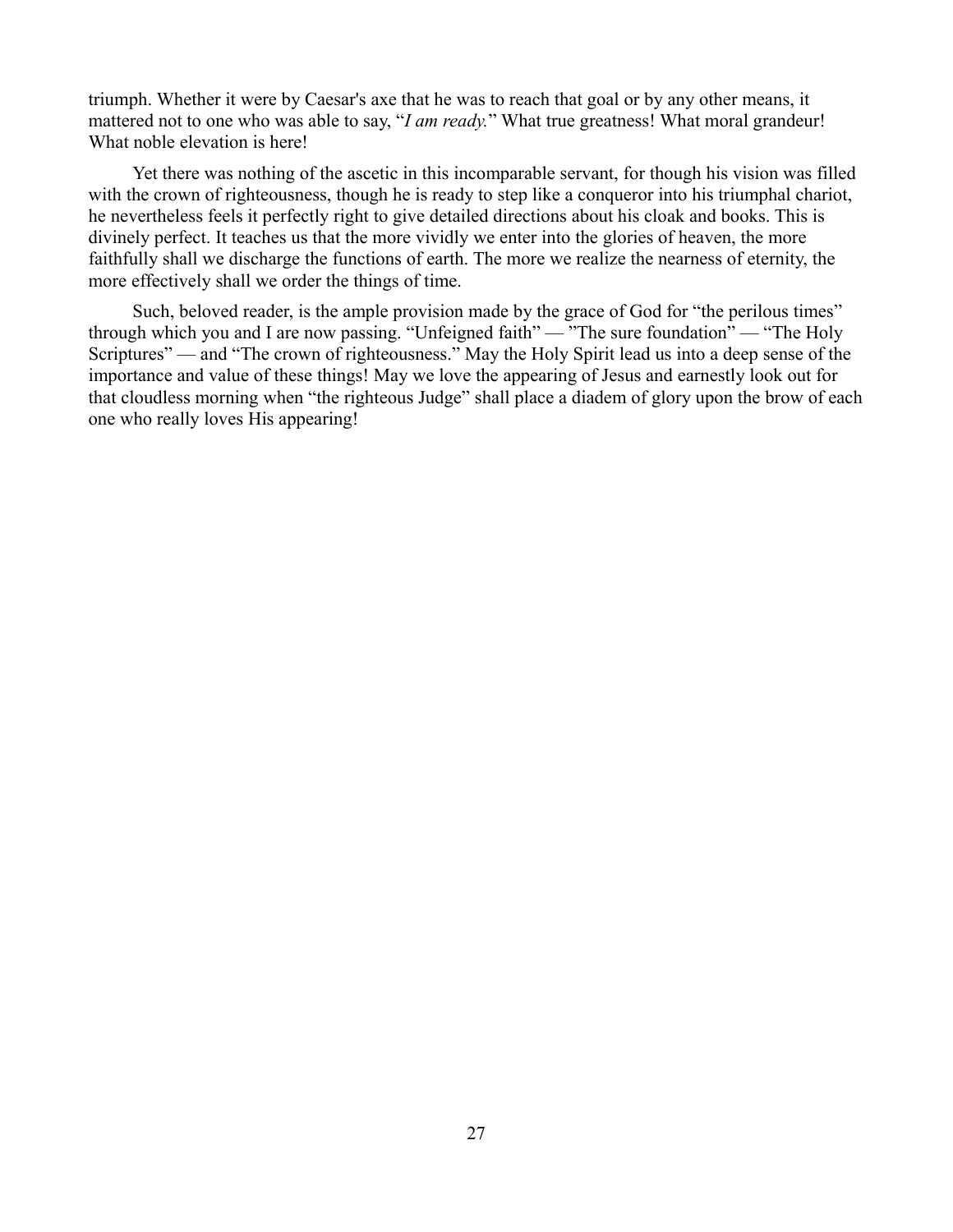triumph. Whether it were by Caesar's axe that he was to reach that goal or by any other means, it mattered not to one who was able to say, "*I am ready.*" What true greatness! What moral grandeur! What noble elevation is here!

Yet there was nothing of the ascetic in this incomparable servant, for though his vision was filled with the crown of righteousness, though he is ready to step like a conqueror into his triumphal chariot, he nevertheless feels it perfectly right to give detailed directions about his cloak and books. This is divinely perfect. It teaches us that the more vividly we enter into the glories of heaven, the more faithfully shall we discharge the functions of earth. The more we realize the nearness of eternity, the more effectively shall we order the things of time.

Such, beloved reader, is the ample provision made by the grace of God for "the perilous times" through which you and I are now passing. "Unfeigned faith" — "The sure foundation" — "The Holy Scriptures" — and "The crown of righteousness." May the Holy Spirit lead us into a deep sense of the importance and value of these things! May we love the appearing of Jesus and earnestly look out for that cloudless morning when "the righteous Judge" shall place a diadem of glory upon the brow of each one who really loves His appearing!